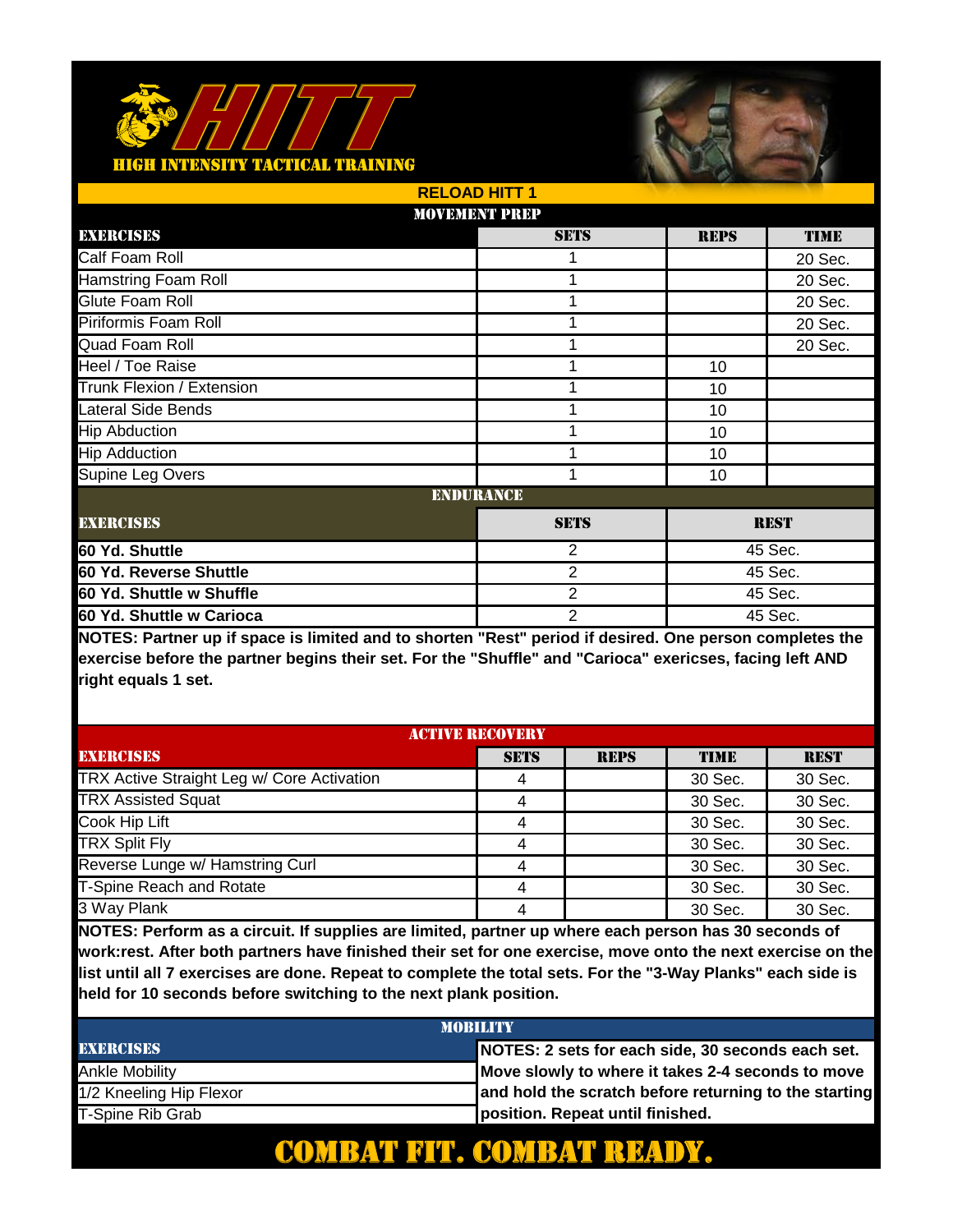# HITT

## HIGH INTENSITY TACTICAL TRAINING

### RELOAD HITT 1

#### MOVEMENT PREP

| EXERCISES | SETS | REPS | TIME |
|---|---|---|---|
| Calf Foam Roll | 1 | | 20 Sec. |
| Hamstring Foam Roll | 1 | | 20 Sec. |
| Glute Foam Roll | 1 | | 20 Sec. |
| Piriformis Foam Roll | 1 | | 20 Sec. |
| Quad Foam Roll | 1 | | 20 Sec. |
| Heel / Toe Raise | 1 | 10 | |
| Trunk Flexion / Extension | 1 | 10 | |
| Lateral Side Bends | 1 | 10 | |
| Hip Abduction | 1 | 10 | |
| Hip Adduction | 1 | 10 | |
| Supine Leg Overs | 1 | 10 | |

#### ENDURANCE

| EXERCISES | SETS | REST |
|---|---|---|
| **60 Yd. Shuttle** | 2 | 45 Sec. |
| **60 Yd. Reverse Shuttle** | 2 | 45 Sec. |
| **60 Yd. Shuttle w Shuffle** | 2 | 45 Sec. |
| **60 Yd. Shuttle w Carioca** | 2 | 45 Sec. |

**NOTES: Partner up if space is limited and to shorten "Rest" period if desired. One person completes the exercise before the partner begins their set. For the "Shuffle" and "Carioca" exericses, facing left AND right equals 1 set.**

#### ACTIVE RECOVERY

| EXERCISES | SETS | REPS | TIME | REST |
|---|---|---|---|---|
| TRX Active Straight Leg w/ Core Activation | 4 | | 30 Sec. | 30 Sec. |
| TRX Assisted Squat | 4 | | 30 Sec. | 30 Sec. |
| Cook Hip Lift | 4 | | 30 Sec. | 30 Sec. |
| TRX Split Fly | 4 | | 30 Sec. | 30 Sec. |
| Reverse Lunge w/ Hamstring Curl | 4 | | 30 Sec. | 30 Sec. |
| T-Spine Reach and Rotate | 4 | | 30 Sec. | 30 Sec. |
| 3 Way Plank | 4 | | 30 Sec. | 30 Sec. |

**NOTES: Perform as a circuit. If supplies are limited, partner up where each person has 30 seconds of work:rest. After both partners have finished their set for one exercise, move onto the next exercise on the list until all 7 exercises are done. Repeat to complete the total sets. For the "3-Way Planks" each side is held for 10 seconds before switching to the next plank position.**

#### MOBILITY

| EXERCISES | |
|---|---|
| Ankle Mobility | **NOTES: 2 sets for each side, 30 seconds each set. Move slowly to where it takes 2-4 seconds to move and hold the scratch before returning to the starting position. Repeat until finished.** |
| 1/2 Kneeling Hip Flexor | |
| T-Spine Rib Grab | |

**COMBAT FIT. COMBAT READY.**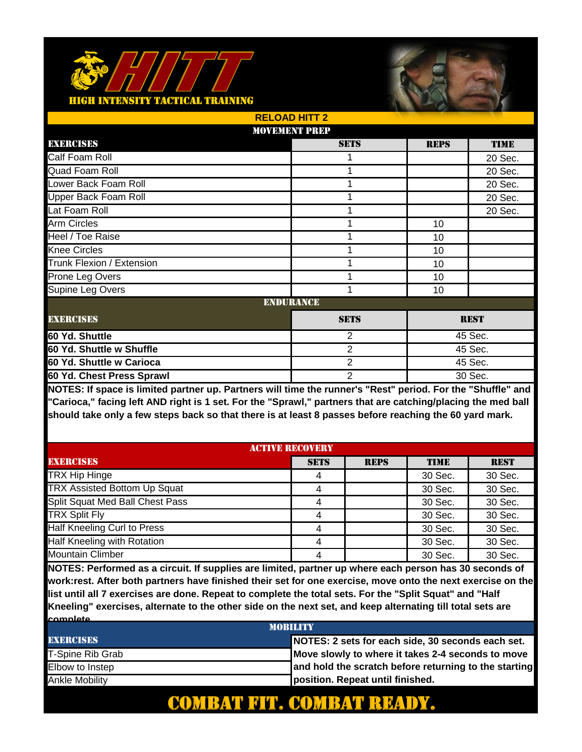# HITT
## HIGH INTENSITY TACTICAL TRAINING

## RELOAD HITT 2

### MOVEMENT PREP

| EXERCISES | SETS | REPS | TIME |
|---|---|---|---|
| Calf Foam Roll | 1 | | 20 Sec. |
| Quad Foam Roll | 1 | | 20 Sec. |
| Lower Back Foam Roll | 1 | | 20 Sec. |
| Upper Back Foam Roll | 1 | | 20 Sec. |
| Lat Foam Roll | 1 | | 20 Sec. |
| Arm Circles | 1 | 10 | |
| Heel / Toe Raise | 1 | 10 | |
| Knee Circles | 1 | 10 | |
| Trunk Flexion / Extension | 1 | 10 | |
| Prone Leg Overs | 1 | 10 | |
| Supine Leg Overs | 1 | 10 | |

### ENDURANCE

| EXERCISES | SETS | REST |
|---|---|---|
| **60 Yd. Shuttle** | 2 | 45 Sec. |
| **60 Yd. Shuttle w Shuffle** | 2 | 45 Sec. |
| **60 Yd. Shuttle w Carioca** | 2 | 45 Sec. |
| **60 Yd. Chest Press Sprawl** | 2 | 30 Sec. |

**NOTES: If space is limited partner up. Partners will time the runner's "Rest" period. For the "Shuffle" and "Carioca," facing left AND right is 1 set. For the "Sprawl," partners that are catching/placing the med ball should take only a few steps back so that there is at least 8 passes before reaching the 60 yard mark.**

### ACTIVE RECOVERY

| EXERCISES | SETS | REPS | TIME | REST |
|---|---|---|---|---|
| TRX Hip Hinge | 4 | | 30 Sec. | 30 Sec. |
| TRX Assisted Bottom Up Squat | 4 | | 30 Sec. | 30 Sec. |
| Split Squat Med Ball Chest Pass | 4 | | 30 Sec. | 30 Sec. |
| TRX Split Fly | 4 | | 30 Sec. | 30 Sec. |
| Half Kneeling Curl to Press | 4 | | 30 Sec. | 30 Sec. |
| Half Kneeling with Rotation | 4 | | 30 Sec. | 30 Sec. |
| Mountain Climber | 4 | | 30 Sec. | 30 Sec. |

**NOTES: Performed as a circuit. If supplies are limited, partner up where each person has 30 seconds of work:rest. After both partners have finished their set for one exercise, move onto the next exercise on the list until all 7 exercises are done. Repeat to complete the total sets. For the "Split Squat" and "Half Kneeling" exercises, alternate to the other side on the next set, and keep alternating till total sets are complete.**

### MOBILITY

| EXERCISES | NOTES |
|---|---|
| T-Spine Rib Grab | **NOTES: 2 sets for each side, 30 seconds each set. Move slowly to where it takes 2-4 seconds to move and hold the scratch before returning to the starting position. Repeat until finished.** |
| Elbow to Instep | |
| Ankle Mobility | |

## COMBAT FIT. COMBAT READY.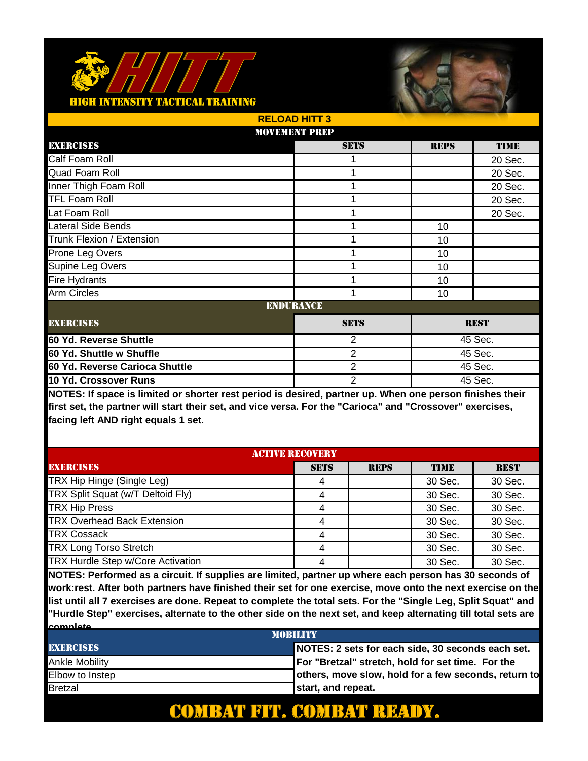# HITT

HIGH INTENSITY TACTICAL TRAINING

## RELOAD HITT 3

### MOVEMENT PREP

| EXERCISES | SETS | REPS | TIME |
|---|---|---|---|
| Calf Foam Roll | 1 | | 20 Sec. |
| Quad Foam Roll | 1 | | 20 Sec. |
| Inner Thigh Foam Roll | 1 | | 20 Sec. |
| TFL Foam Roll | 1 | | 20 Sec. |
| Lat Foam Roll | 1 | | 20 Sec. |
| Lateral Side Bends | 1 | 10 | |
| Trunk Flexion / Extension | 1 | 10 | |
| Prone Leg Overs | 1 | 10 | |
| Supine Leg Overs | 1 | 10 | |
| Fire Hydrants | 1 | 10 | |
| Arm Circles | 1 | 10 | |

### ENDURANCE

| EXERCISES | SETS | REST |
|---|---|---|
| **60 Yd. Reverse Shuttle** | 2 | 45 Sec. |
| **60 Yd. Shuttle w Shuffle** | 2 | 45 Sec. |
| **60 Yd. Reverse Carioca Shuttle** | 2 | 45 Sec. |
| **10 Yd. Crossover Runs** | 2 | 45 Sec. |

**NOTES: If space is limited or shorter rest period is desired, partner up. When one person finishes their first set, the partner will start their set, and vice versa. For the "Carioca" and "Crossover" exercises, facing left AND right equals 1 set.**

### ACTIVE RECOVERY

| EXERCISES | SETS | REPS | TIME | REST |
|---|---|---|---|---|
| TRX Hip Hinge (Single Leg) | 4 | | 30 Sec. | 30 Sec. |
| TRX Split Squat (w/T Deltoid Fly) | 4 | | 30 Sec. | 30 Sec. |
| TRX Hip Press | 4 | | 30 Sec. | 30 Sec. |
| TRX Overhead Back Extension | 4 | | 30 Sec. | 30 Sec. |
| TRX Cossack | 4 | | 30 Sec. | 30 Sec. |
| TRX Long Torso Stretch | 4 | | 30 Sec. | 30 Sec. |
| TRX Hurdle Step w/Core Activation | 4 | | 30 Sec. | 30 Sec. |

**NOTES: Performed as a circuit. If supplies are limited, partner up where each person has 30 seconds of work:rest. After both partners have finished their set for one exercise, move onto the next exercise on the list until all 7 exercises are done. Repeat to complete the total sets. For the "Single Leg, Split Squat" and "Hurdle Step" exercises, alternate to the other side on the next set, and keep alternating till total sets are complete.**

### MOBILITY

| EXERCISES | |
|---|---|
| Ankle Mobility | **NOTES: 2 sets for each side, 30 seconds each set. For "Bretzal" stretch, hold for set time. For the others, move slow, hold for a few seconds, return to start, and repeat.** |
| Elbow to Instep | |
| Bretzal | |

**COMBAT FIT. COMBAT READY.**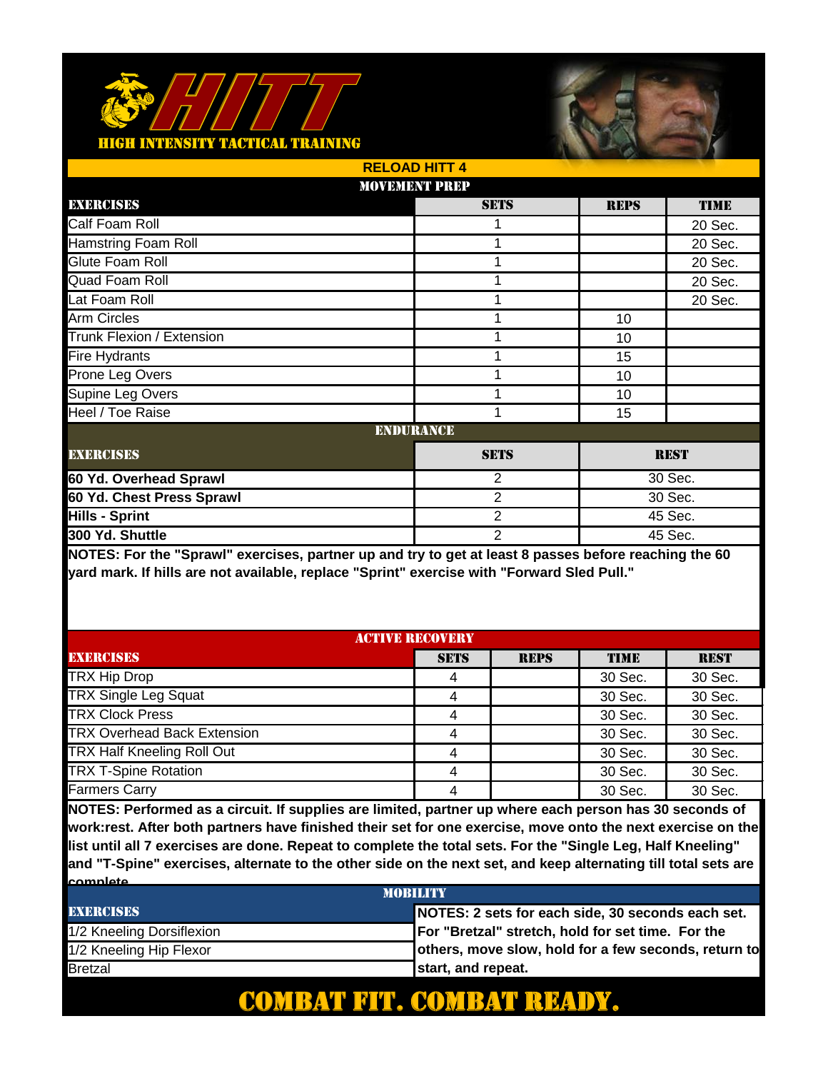# HITT

HIGH INTENSITY TACTICAL TRAINING

## RELOAD HITT 4

### MOVEMENT PREP

| EXERCISES | SETS | REPS | TIME |
|---|---|---|---|
| Calf Foam Roll | 1 | | 20 Sec. |
| Hamstring Foam Roll | 1 | | 20 Sec. |
| Glute Foam Roll | 1 | | 20 Sec. |
| Quad Foam Roll | 1 | | 20 Sec. |
| Lat Foam Roll | 1 | | 20 Sec. |
| Arm Circles | 1 | 10 | |
| Trunk Flexion / Extension | 1 | 10 | |
| Fire Hydrants | 1 | 15 | |
| Prone Leg Overs | 1 | 10 | |
| Supine Leg Overs | 1 | 10 | |
| Heel / Toe Raise | 1 | 15 | |

### ENDURANCE

| EXERCISES | SETS | REST |
|---|---|---|
| **60 Yd. Overhead Sprawl** | 2 | 30 Sec. |
| **60 Yd. Chest Press Sprawl** | 2 | 30 Sec. |
| **Hills - Sprint** | 2 | 45 Sec. |
| **300 Yd. Shuttle** | 2 | 45 Sec. |

**NOTES: For the "Sprawl" exercises, partner up and try to get at least 8 passes before reaching the 60 yard mark. If hills are not available, replace "Sprint" exercise with "Forward Sled Pull."**

### ACTIVE RECOVERY

| EXERCISES | SETS | REPS | TIME | REST |
|---|---|---|---|---|
| TRX Hip Drop | 4 | | 30 Sec. | 30 Sec. |
| TRX Single Leg Squat | 4 | | 30 Sec. | 30 Sec. |
| TRX Clock Press | 4 | | 30 Sec. | 30 Sec. |
| TRX Overhead Back Extension | 4 | | 30 Sec. | 30 Sec. |
| TRX Half Kneeling Roll Out | 4 | | 30 Sec. | 30 Sec. |
| TRX T-Spine Rotation | 4 | | 30 Sec. | 30 Sec. |
| Farmers Carry | 4 | | 30 Sec. | 30 Sec. |

**NOTES: Performed as a circuit. If supplies are limited, partner up where each person has 30 seconds of work:rest. After both partners have finished their set for one exercise, move onto the next exercise on the list until all 7 exercises are done. Repeat to complete the total sets. For the "Single Leg, Half Kneeling" and "T-Spine" exercises, alternate to the other side on the next set, and keep alternating till total sets are complete.**

### MOBILITY

| EXERCISES | NOTES |
|---|---|
| 1/2 Kneeling Dorsiflexion | **NOTES: 2 sets for each side, 30 seconds each set. For "Bretzal" stretch, hold for set time. For the others, move slow, hold for a few seconds, return to start, and repeat.** |
| 1/2 Kneeling Hip Flexor | |
| Bretzal | |

**COMBAT FIT. COMBAT READY.**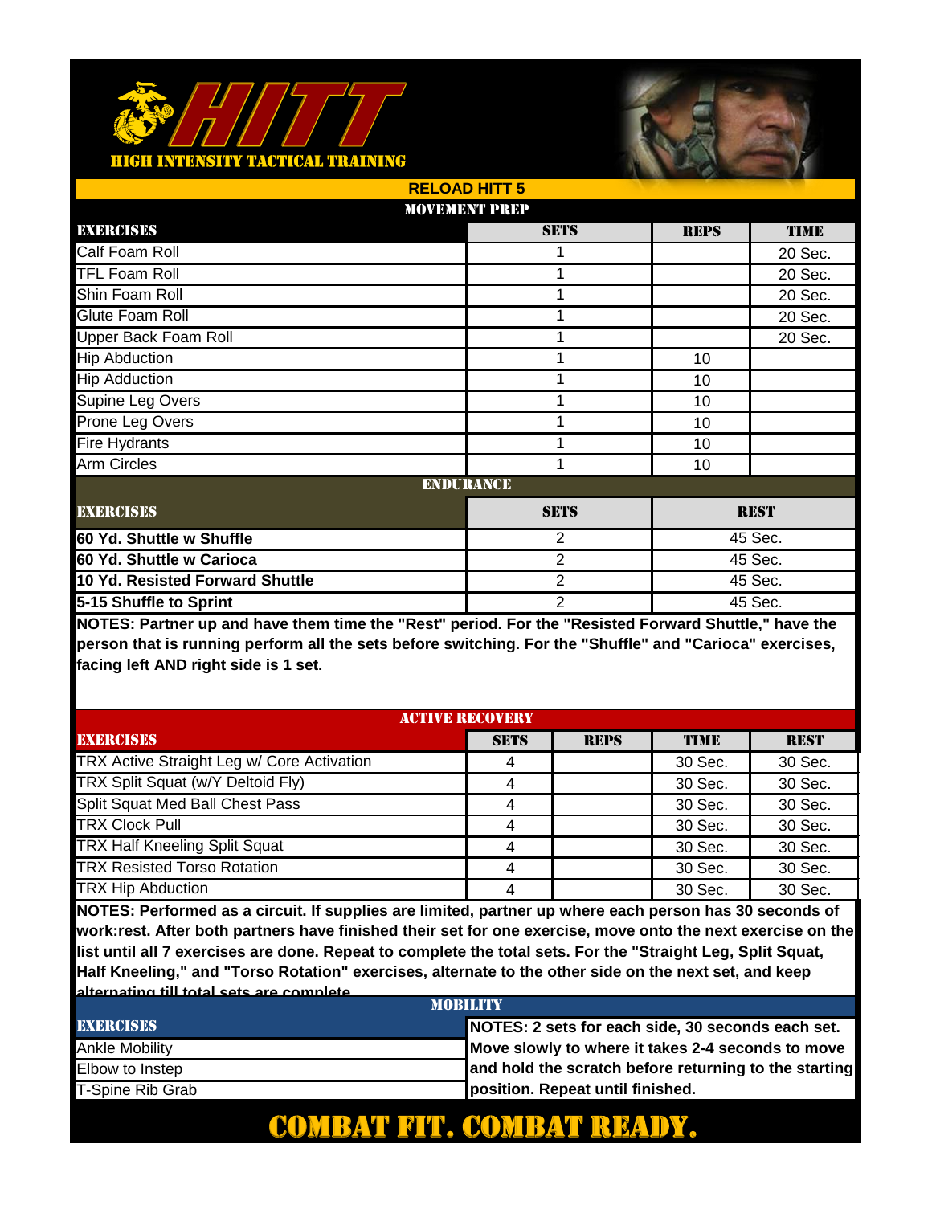# HITT

HIGH INTENSITY TACTICAL TRAINING

## RELOAD HITT 5

### MOVEMENT PREP

| EXERCISES | SETS | REPS | TIME |
|---|---|---|---|
| Calf Foam Roll | 1 | | 20 Sec. |
| TFL Foam Roll | 1 | | 20 Sec. |
| Shin Foam Roll | 1 | | 20 Sec. |
| Glute Foam Roll | 1 | | 20 Sec. |
| Upper Back Foam Roll | 1 | | 20 Sec. |
| Hip Abduction | 1 | 10 | |
| Hip Adduction | 1 | 10 | |
| Supine Leg Overs | 1 | 10 | |
| Prone Leg Overs | 1 | 10 | |
| Fire Hydrants | 1 | 10 | |
| Arm Circles | 1 | 10 | |

### ENDURANCE

| EXERCISES | SETS | REST |
|---|---|---|
| **60 Yd. Shuttle w Shuffle** | 2 | 45 Sec. |
| **60 Yd. Shuttle w Carioca** | 2 | 45 Sec. |
| **10 Yd. Resisted Forward Shuttle** | 2 | 45 Sec. |
| **5-15 Shuffle to Sprint** | 2 | 45 Sec. |

**NOTES: Partner up and have them time the "Rest" period. For the "Resisted Forward Shuttle," have the person that is running perform all the sets before switching. For the "Shuffle" and "Carioca" exercises, facing left AND right side is 1 set.**

### ACTIVE RECOVERY

| EXERCISES | SETS | REPS | TIME | REST |
|---|---|---|---|---|
| TRX Active Straight Leg w/ Core Activation | 4 | | 30 Sec. | 30 Sec. |
| TRX Split Squat (w/Y Deltoid Fly) | 4 | | 30 Sec. | 30 Sec. |
| Split Squat Med Ball Chest Pass | 4 | | 30 Sec. | 30 Sec. |
| TRX Clock Pull | 4 | | 30 Sec. | 30 Sec. |
| TRX Half Kneeling Split Squat | 4 | | 30 Sec. | 30 Sec. |
| TRX Resisted Torso Rotation | 4 | | 30 Sec. | 30 Sec. |
| TRX Hip Abduction | 4 | | 30 Sec. | 30 Sec. |

**NOTES: Performed as a circuit. If supplies are limited, partner up where each person has 30 seconds of work:rest. After both partners have finished their set for one exercise, move onto the next exercise on the list until all 7 exercises are done. Repeat to complete the total sets. For the "Straight Leg, Split Squat, Half Kneeling," and "Torso Rotation" exercises, alternate to the other side on the next set, and keep alternating till total sets are complete.**

### MOBILITY

| EXERCISES | |
|---|---|
| Ankle Mobility | **NOTES: 2 sets for each side, 30 seconds each set. Move slowly to where it takes 2-4 seconds to move and hold the scratch before returning to the starting position. Repeat until finished.** |
| Elbow to Instep | |
| T-Spine Rib Grab | |

**COMBAT FIT. COMBAT READY.**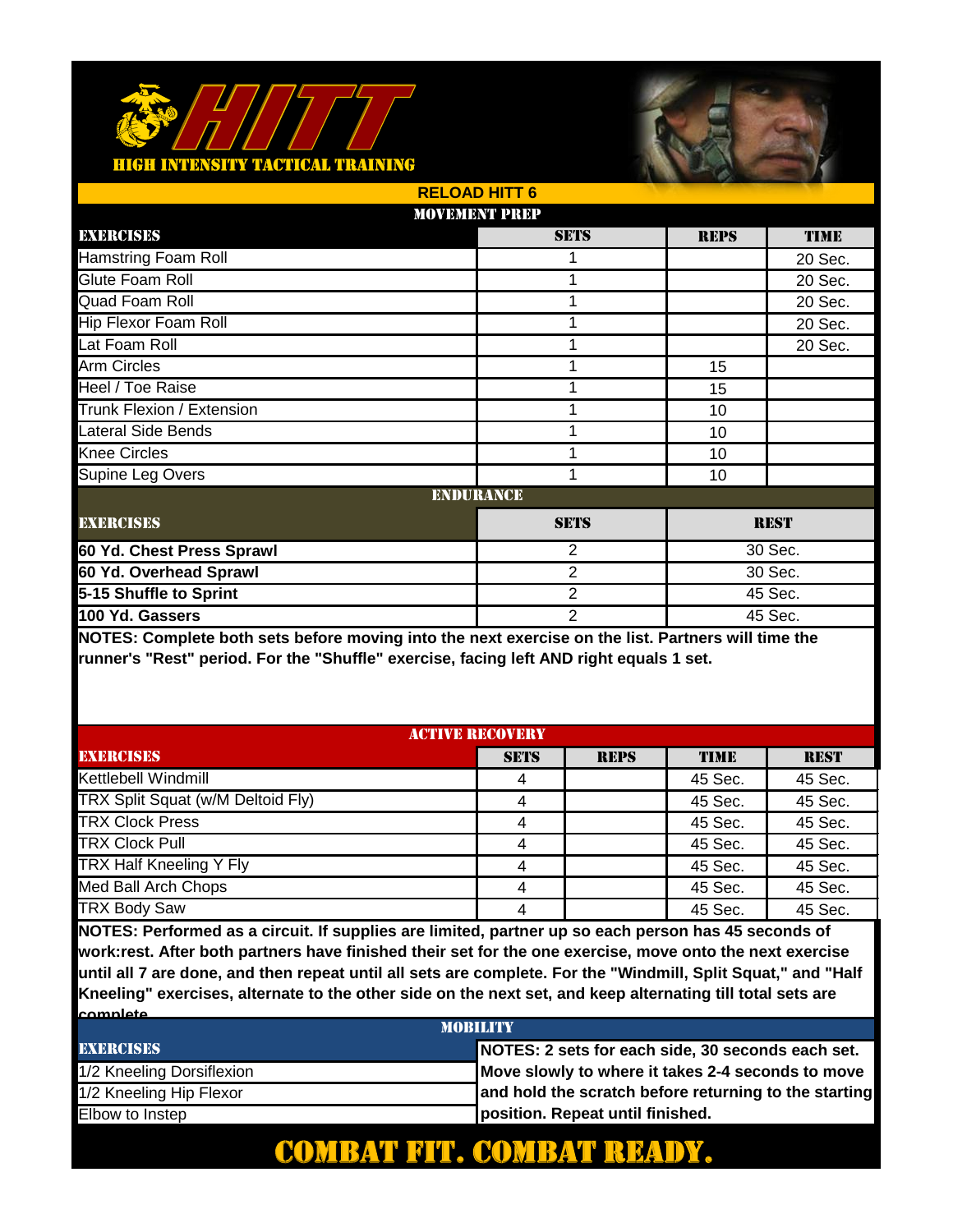# HITT

HIGH INTENSITY TACTICAL TRAINING

## RELOAD HITT 6

### MOVEMENT PREP

| EXERCISES | SETS | REPS | TIME |
|---|---|---|---|
| Hamstring Foam Roll | 1 | | 20 Sec. |
| Glute Foam Roll | 1 | | 20 Sec. |
| Quad Foam Roll | 1 | | 20 Sec. |
| Hip Flexor Foam Roll | 1 | | 20 Sec. |
| Lat Foam Roll | 1 | | 20 Sec. |
| Arm Circles | 1 | 15 | |
| Heel / Toe Raise | 1 | 15 | |
| Trunk Flexion / Extension | 1 | 10 | |
| Lateral Side Bends | 1 | 10 | |
| Knee Circles | 1 | 10 | |
| Supine Leg Overs | 1 | 10 | |

### ENDURANCE

| EXERCISES | SETS | REST |
|---|---|---|
| **60 Yd. Chest Press Sprawl** | 2 | 30 Sec. |
| **60 Yd. Overhead Sprawl** | 2 | 30 Sec. |
| **5-15 Shuffle to Sprint** | 2 | 45 Sec. |
| **100 Yd. Gassers** | 2 | 45 Sec. |

**NOTES: Complete both sets before moving into the next exercise on the list. Partners will time the runner's "Rest" period. For the "Shuffle" exercise, facing left AND right equals 1 set.**

### ACTIVE RECOVERY

| EXERCISES | SETS | REPS | TIME | REST |
|---|---|---|---|---|
| Kettlebell Windmill | 4 | | 45 Sec. | 45 Sec. |
| TRX Split Squat (w/M Deltoid Fly) | 4 | | 45 Sec. | 45 Sec. |
| TRX Clock Press | 4 | | 45 Sec. | 45 Sec. |
| TRX Clock Pull | 4 | | 45 Sec. | 45 Sec. |
| TRX Half Kneeling Y Fly | 4 | | 45 Sec. | 45 Sec. |
| Med Ball Arch Chops | 4 | | 45 Sec. | 45 Sec. |
| TRX Body Saw | 4 | | 45 Sec. | 45 Sec. |

**NOTES: Performed as a circuit. If supplies are limited, partner up so each person has 45 seconds of work:rest. After both partners have finished their set for the one exercise, move onto the next exercise until all 7 are done, and then repeat until all sets are complete. For the "Windmill, Split Squat," and "Half Kneeling" exercises, alternate to the other side on the next set, and keep alternating till total sets are complete.**

### MOBILITY

| EXERCISES | |
|---|---|
| 1/2 Kneeling Dorsiflexion | **NOTES: 2 sets for each side, 30 seconds each set. Move slowly to where it takes 2-4 seconds to move and hold the scratch before returning to the starting position. Repeat until finished.** |
| 1/2 Kneeling Hip Flexor | |
| Elbow to Instep | |

**COMBAT FIT. COMBAT READY.**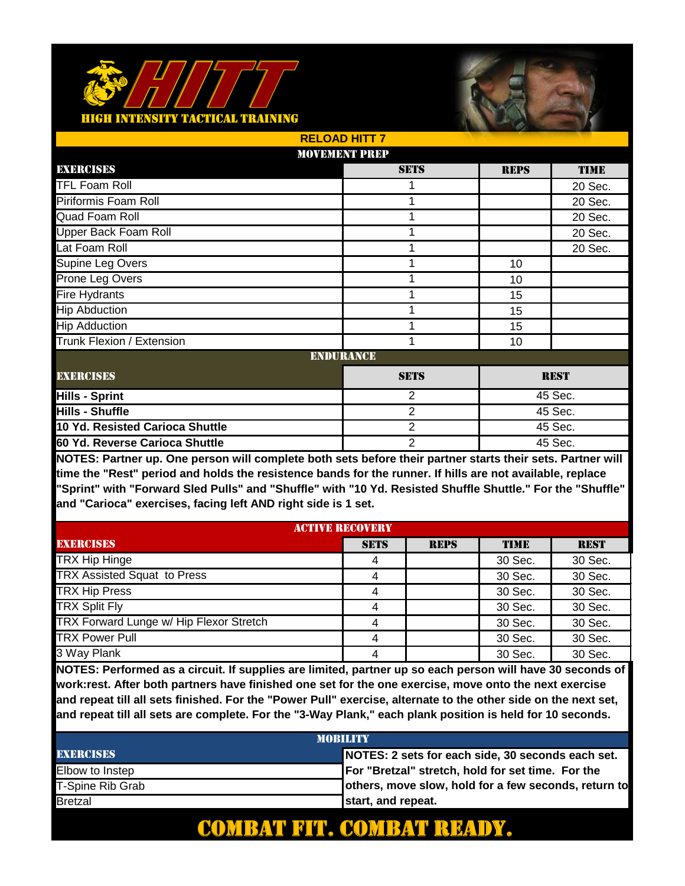# HITT
HIGH INTENSITY TACTICAL TRAINING

## RELOAD HITT 7

### MOVEMENT PREP

| EXERCISES | SETS | REPS | TIME |
|---|---|---|---|
| TFL Foam Roll | 1 | | 20 Sec. |
| Piriformis Foam Roll | 1 | | 20 Sec. |
| Quad Foam Roll | 1 | | 20 Sec. |
| Upper Back Foam Roll | 1 | | 20 Sec. |
| Lat Foam Roll | 1 | | 20 Sec. |
| Supine Leg Overs | 1 | 10 | |
| Prone Leg Overs | 1 | 10 | |
| Fire Hydrants | 1 | 15 | |
| Hip Abduction | 1 | 15 | |
| Hip Adduction | 1 | 15 | |
| Trunk Flexion / Extension | 1 | 10 | |

### ENDURANCE

| EXERCISES | SETS | REST |
|---|---|---|
| **Hills - Sprint** | 2 | 45 Sec. |
| **Hills - Shuffle** | 2 | 45 Sec. |
| **10 Yd. Resisted Carioca Shuttle** | 2 | 45 Sec. |
| **60 Yd. Reverse Carioca Shuttle** | 2 | 45 Sec. |

**NOTES: Partner up. One person will complete both sets before their partner starts their sets. Partner will time the "Rest" period and holds the resistence bands for the runner. If hills are not available, replace "Sprint" with "Forward Sled Pulls" and "Shuffle" with "10 Yd. Resisted Shuffle Shuttle." For the "Shuffle" and "Carioca" exercises, facing left AND right side is 1 set.**

### ACTIVE RECOVERY

| EXERCISES | SETS | REPS | TIME | REST |
|---|---|---|---|---|
| TRX Hip Hinge | 4 | | 30 Sec. | 30 Sec. |
| TRX Assisted Squat to Press | 4 | | 30 Sec. | 30 Sec. |
| TRX Hip Press | 4 | | 30 Sec. | 30 Sec. |
| TRX Split Fly | 4 | | 30 Sec. | 30 Sec. |
| TRX Forward Lunge w/ Hip Flexor Stretch | 4 | | 30 Sec. | 30 Sec. |
| TRX Power Pull | 4 | | 30 Sec. | 30 Sec. |
| 3 Way Plank | 4 | | 30 Sec. | 30 Sec. |

**NOTES: Performed as a circuit. If supplies are limited, partner up so each person will have 30 seconds of work:rest. After both partners have finished one set for the one exercise, move onto the next exercise and repeat till all sets finished. For the "Power Pull" exercise, alternate to the other side on the next set, and repeat till all sets are complete. For the "3-Way Plank," each plank position is held for 10 seconds.**

### MOBILITY

| EXERCISES | |
|---|---|
| Elbow to Instep | **NOTES: 2 sets for each side, 30 seconds each set. For "Bretzal" stretch, hold for set time. For the others, move slow, hold for a few seconds, return to start, and repeat.** |
| T-Spine Rib Grab | |
| Bretzal | |

**COMBAT FIT. COMBAT READY.**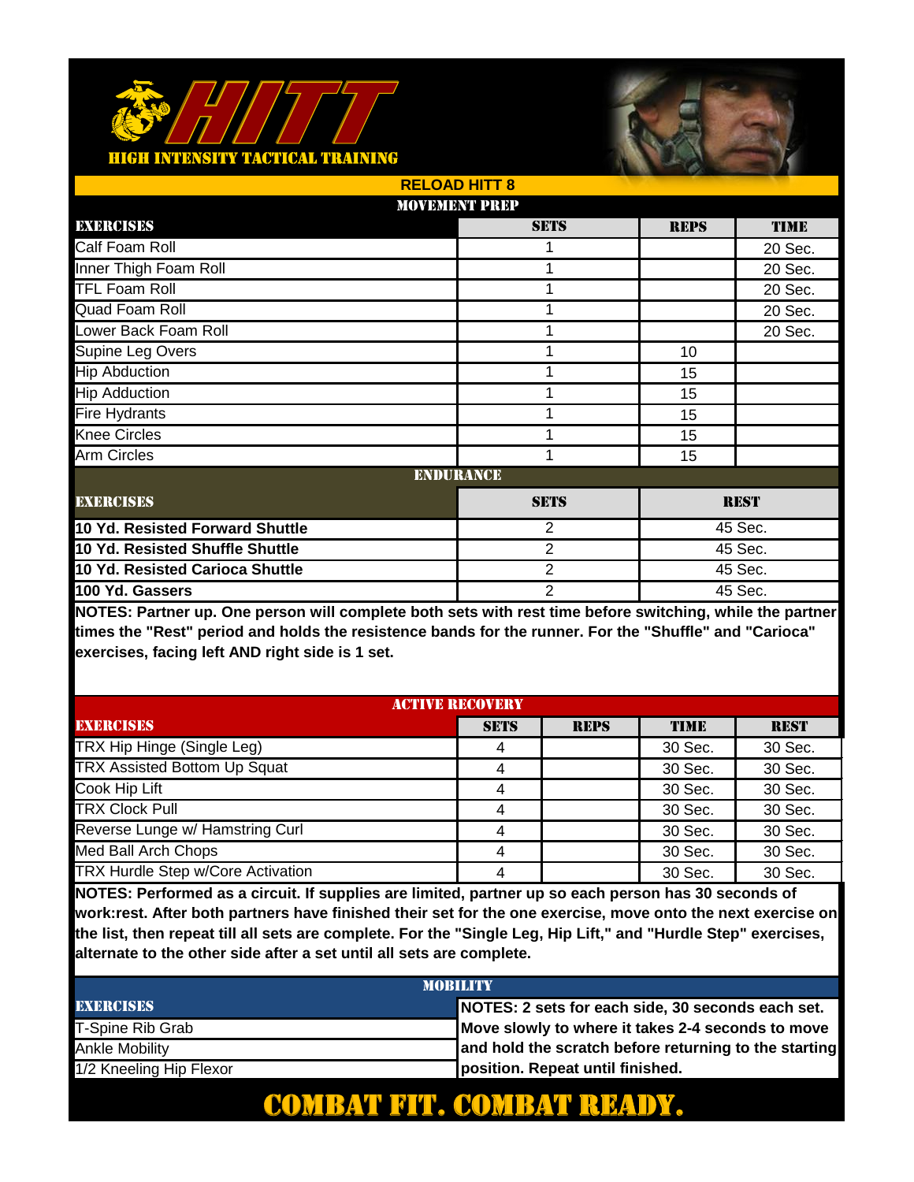# HITT

HIGH INTENSITY TACTICAL TRAINING

## RELOAD HITT 8

### MOVEMENT PREP

| EXERCISES | SETS | REPS | TIME |
|---|---|---|---|
| Calf Foam Roll | 1 | | 20 Sec. |
| Inner Thigh Foam Roll | 1 | | 20 Sec. |
| TFL Foam Roll | 1 | | 20 Sec. |
| Quad Foam Roll | 1 | | 20 Sec. |
| Lower Back Foam Roll | 1 | | 20 Sec. |
| Supine Leg Overs | 1 | 10 | |
| Hip Abduction | 1 | 15 | |
| Hip Adduction | 1 | 15 | |
| Fire Hydrants | 1 | 15 | |
| Knee Circles | 1 | 15 | |
| Arm Circles | 1 | 15 | |

### ENDURANCE

| EXERCISES | SETS | REST |
|---|---|---|
| **10 Yd. Resisted Forward Shuttle** | 2 | 45 Sec. |
| **10 Yd. Resisted Shuffle Shuttle** | 2 | 45 Sec. |
| **10 Yd. Resisted Carioca Shuttle** | 2 | 45 Sec. |
| **100 Yd. Gassers** | 2 | 45 Sec. |

**NOTES: Partner up. One person will complete both sets with rest time before switching, while the partner times the "Rest" period and holds the resistence bands for the runner. For the "Shuffle" and "Carioca" exercises, facing left AND right side is 1 set.**

### ACTIVE RECOVERY

| EXERCISES | SETS | REPS | TIME | REST |
|---|---|---|---|---|
| TRX Hip Hinge (Single Leg) | 4 | | 30 Sec. | 30 Sec. |
| TRX Assisted Bottom Up Squat | 4 | | 30 Sec. | 30 Sec. |
| Cook Hip Lift | 4 | | 30 Sec. | 30 Sec. |
| TRX Clock Pull | 4 | | 30 Sec. | 30 Sec. |
| Reverse Lunge w/ Hamstring Curl | 4 | | 30 Sec. | 30 Sec. |
| Med Ball Arch Chops | 4 | | 30 Sec. | 30 Sec. |
| TRX Hurdle Step w/Core Activation | 4 | | 30 Sec. | 30 Sec. |

**NOTES: Performed as a circuit. If supplies are limited, partner up so each person has 30 seconds of work:rest. After both partners have finished their set for the one exercise, move onto the next exercise on the list, then repeat till all sets are complete. For the "Single Leg, Hip Lift," and "Hurdle Step" exercises, alternate to the other side after a set until all sets are complete.**

### MOBILITY

| EXERCISES |
|---|
| T-Spine Rib Grab |
| Ankle Mobility |
| 1/2 Kneeling Hip Flexor |

**NOTES: 2 sets for each side, 30 seconds each set. Move slowly to where it takes 2-4 seconds to move and hold the scratch before returning to the starting position. Repeat until finished.**

**COMBAT FIT. COMBAT READY.**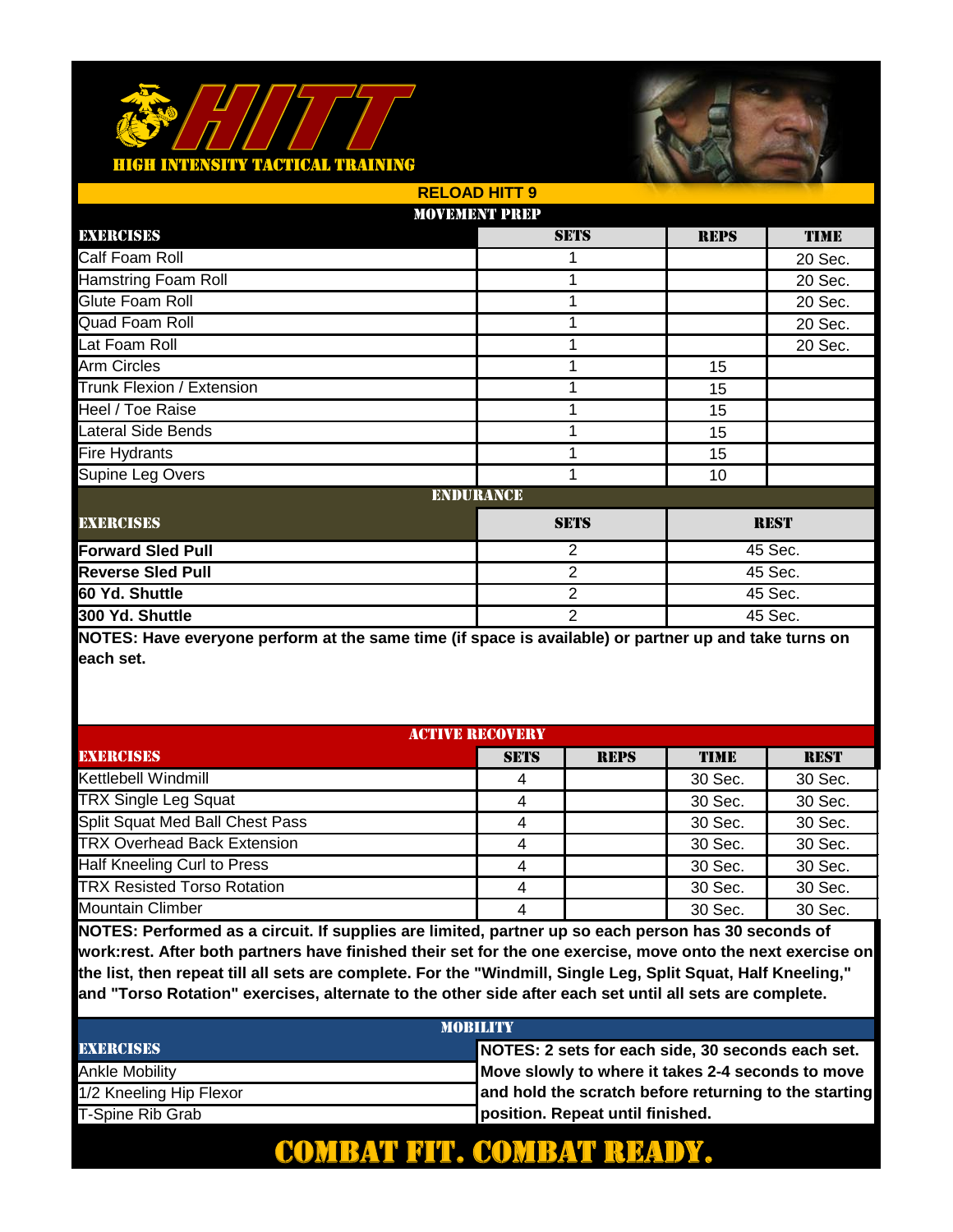# HIGH INTENSITY TACTICAL TRAINING

## RELOAD HITT 9

### MOVEMENT PREP

| EXERCISES | SETS | REPS | TIME |
|---|---|---|---|
| Calf Foam Roll | 1 | | 20 Sec. |
| Hamstring Foam Roll | 1 | | 20 Sec. |
| Glute Foam Roll | 1 | | 20 Sec. |
| Quad Foam Roll | 1 | | 20 Sec. |
| Lat Foam Roll | 1 | | 20 Sec. |
| Arm Circles | 1 | 15 | |
| Trunk Flexion / Extension | 1 | 15 | |
| Heel / Toe Raise | 1 | 15 | |
| Lateral Side Bends | 1 | 15 | |
| Fire Hydrants | 1 | 15 | |
| Supine Leg Overs | 1 | 10 | |

### ENDURANCE

| EXERCISES | SETS | REST |
|---|---|---|
| **Forward Sled Pull** | 2 | 45 Sec. |
| **Reverse Sled Pull** | 2 | 45 Sec. |
| **60 Yd. Shuttle** | 2 | 45 Sec. |
| **300 Yd. Shuttle** | 2 | 45 Sec. |

**NOTES: Have everyone perform at the same time (if space is available) or partner up and take turns on each set.**

### ACTIVE RECOVERY

| EXERCISES | SETS | REPS | TIME | REST |
|---|---|---|---|---|
| Kettlebell Windmill | 4 | | 30 Sec. | 30 Sec. |
| TRX Single Leg Squat | 4 | | 30 Sec. | 30 Sec. |
| Split Squat Med Ball Chest Pass | 4 | | 30 Sec. | 30 Sec. |
| TRX Overhead Back Extension | 4 | | 30 Sec. | 30 Sec. |
| Half Kneeling Curl to Press | 4 | | 30 Sec. | 30 Sec. |
| TRX Resisted Torso Rotation | 4 | | 30 Sec. | 30 Sec. |
| Mountain Climber | 4 | | 30 Sec. | 30 Sec. |

**NOTES: Performed as a circuit. If supplies are limited, partner up so each person has 30 seconds of work:rest. After both partners have finished their set for the one exercise, move onto the next exercise on the list, then repeat till all sets are complete. For the "Windmill, Single Leg, Split Squat, Half Kneeling," and "Torso Rotation" exercises, alternate to the other side after each set until all sets are complete.**

### MOBILITY

| EXERCISES |
|---|
| Ankle Mobility |
| 1/2 Kneeling Hip Flexor |
| T-Spine Rib Grab |

**NOTES: 2 sets for each side, 30 seconds each set. Move slowly to where it takes 2-4 seconds to move and hold the scratch before returning to the starting position. Repeat until finished.**

**COMBAT FIT. COMBAT READY.**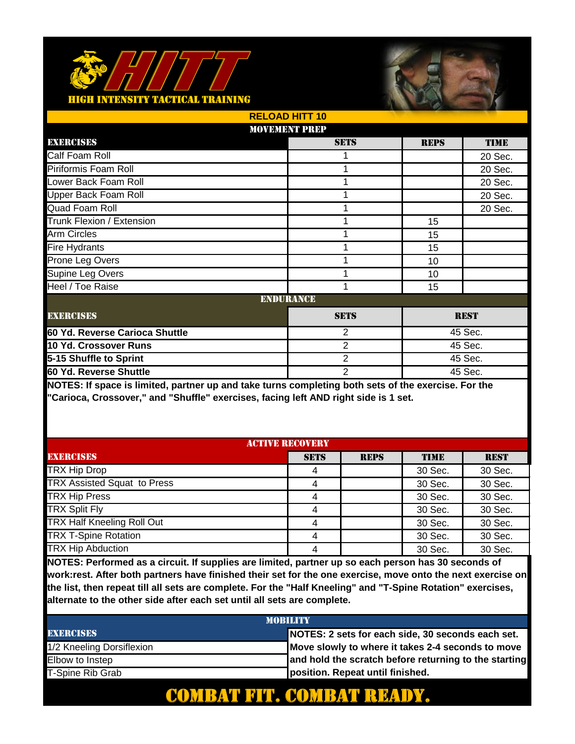# HITT

HIGH INTENSITY TACTICAL TRAINING

## RELOAD HITT 10

### MOVEMENT PREP

| EXERCISES | SETS | REPS | TIME |
|---|---|---|---|
| Calf Foam Roll | 1 | | 20 Sec. |
| Piriformis Foam Roll | 1 | | 20 Sec. |
| Lower Back Foam Roll | 1 | | 20 Sec. |
| Upper Back Foam Roll | 1 | | 20 Sec. |
| Quad Foam Roll | 1 | | 20 Sec. |
| Trunk Flexion / Extension | 1 | 15 | |
| Arm Circles | 1 | 15 | |
| Fire Hydrants | 1 | 15 | |
| Prone Leg Overs | 1 | 10 | |
| Supine Leg Overs | 1 | 10 | |
| Heel / Toe Raise | 1 | 15 | |

### ENDURANCE

| EXERCISES | SETS | REST |
|---|---|---|
| **60 Yd. Reverse Carioca Shuttle** | 2 | 45 Sec. |
| **10 Yd. Crossover Runs** | 2 | 45 Sec. |
| **5-15 Shuffle to Sprint** | 2 | 45 Sec. |
| **60 Yd. Reverse Shuttle** | 2 | 45 Sec. |

**NOTES: If space is limited, partner up and take turns completing both sets of the exercise. For the "Carioca, Crossover," and "Shuffle" exercises, facing left AND right side is 1 set.**

### ACTIVE RECOVERY

| EXERCISES | SETS | REPS | TIME | REST |
|---|---|---|---|---|
| TRX Hip Drop | 4 | | 30 Sec. | 30 Sec. |
| TRX Assisted Squat to Press | 4 | | 30 Sec. | 30 Sec. |
| TRX Hip Press | 4 | | 30 Sec. | 30 Sec. |
| TRX Split Fly | 4 | | 30 Sec. | 30 Sec. |
| TRX Half Kneeling Roll Out | 4 | | 30 Sec. | 30 Sec. |
| TRX T-Spine Rotation | 4 | | 30 Sec. | 30 Sec. |
| TRX Hip Abduction | 4 | | 30 Sec. | 30 Sec. |

**NOTES: Performed as a circuit. If supplies are limited, partner up so each person has 30 seconds of work:rest. After both partners have finished their set for the one exercise, move onto the next exercise on the list, then repeat till all sets are complete. For the "Half Kneeling" and "T-Spine Rotation" exercises, alternate to the other side after each set until all sets are complete.**

### MOBILITY

| EXERCISES | |
|---|---|
| 1/2 Kneeling Dorsiflexion | **NOTES: 2 sets for each side, 30 seconds each set. Move slowly to where it takes 2-4 seconds to move and hold the scratch before returning to the starting position. Repeat until finished.** |
| Elbow to Instep | |
| T-Spine Rib Grab | |

**COMBAT FIT. COMBAT READY.**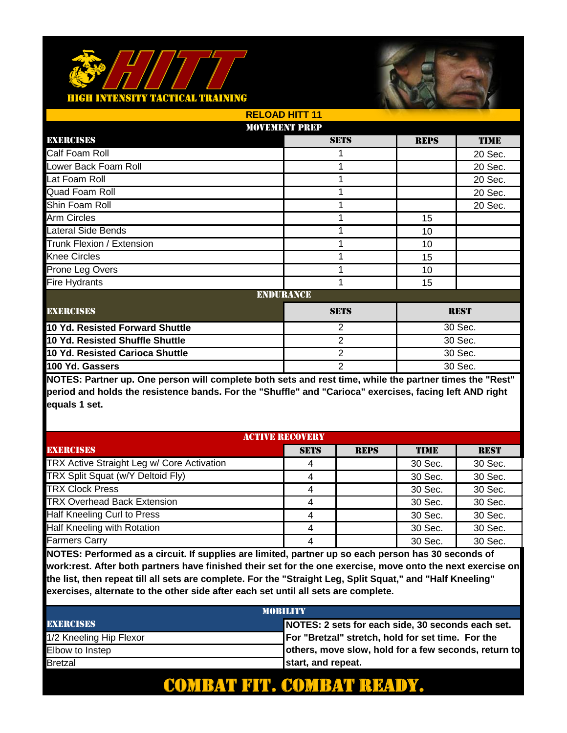# HITT
### HIGH INTENSITY TACTICAL TRAINING

## RELOAD HITT 11

### MOVEMENT PREP

| EXERCISES | SETS | REPS | TIME |
|---|---|---|---|
| Calf Foam Roll | 1 | | 20 Sec. |
| Lower Back Foam Roll | 1 | | 20 Sec. |
| Lat Foam Roll | 1 | | 20 Sec. |
| Quad Foam Roll | 1 | | 20 Sec. |
| Shin Foam Roll | 1 | | 20 Sec. |
| Arm Circles | 1 | 15 | |
| Lateral Side Bends | 1 | 10 | |
| Trunk Flexion / Extension | 1 | 10 | |
| Knee Circles | 1 | 15 | |
| Prone Leg Overs | 1 | 10 | |
| Fire Hydrants | 1 | 15 | |

### ENDURANCE

| EXERCISES | SETS | REST |
|---|---|---|
| **10 Yd. Resisted Forward Shuttle** | 2 | 30 Sec. |
| **10 Yd. Resisted Shuffle Shuttle** | 2 | 30 Sec. |
| **10 Yd. Resisted Carioca Shuttle** | 2 | 30 Sec. |
| **100 Yd. Gassers** | 2 | 30 Sec. |

**NOTES: Partner up. One person will complete both sets and rest time, while the partner times the "Rest" period and holds the resistence bands. For the "Shuffle" and "Carioca" exercises, facing left AND right equals 1 set.**

### ACTIVE RECOVERY

| EXERCISES | SETS | REPS | TIME | REST |
|---|---|---|---|---|
| TRX Active Straight Leg w/ Core Activation | 4 | | 30 Sec. | 30 Sec. |
| TRX Split Squat (w/Y Deltoid Fly) | 4 | | 30 Sec. | 30 Sec. |
| TRX Clock Press | 4 | | 30 Sec. | 30 Sec. |
| TRX Overhead Back Extension | 4 | | 30 Sec. | 30 Sec. |
| Half Kneeling Curl to Press | 4 | | 30 Sec. | 30 Sec. |
| Half Kneeling with Rotation | 4 | | 30 Sec. | 30 Sec. |
| Farmers Carry | 4 | | 30 Sec. | 30 Sec. |

**NOTES: Performed as a circuit. If supplies are limited, partner up so each person has 30 seconds of work:rest. After both partners have finished their set for the one exercise, move onto the next exercise on the list, then repeat till all sets are complete. For the "Straight Leg, Split Squat," and "Half Kneeling" exercises, alternate to the other side after each set until all sets are complete.**

### MOBILITY

| EXERCISES | |
|---|---|
| 1/2 Kneeling Hip Flexor | **NOTES: 2 sets for each side, 30 seconds each set. For "Bretzal" stretch, hold for set time. For the others, move slow, hold for a few seconds, return to start, and repeat.** |
| Elbow to Instep | |
| Bretzal | |

## COMBAT FIT. COMBAT READY.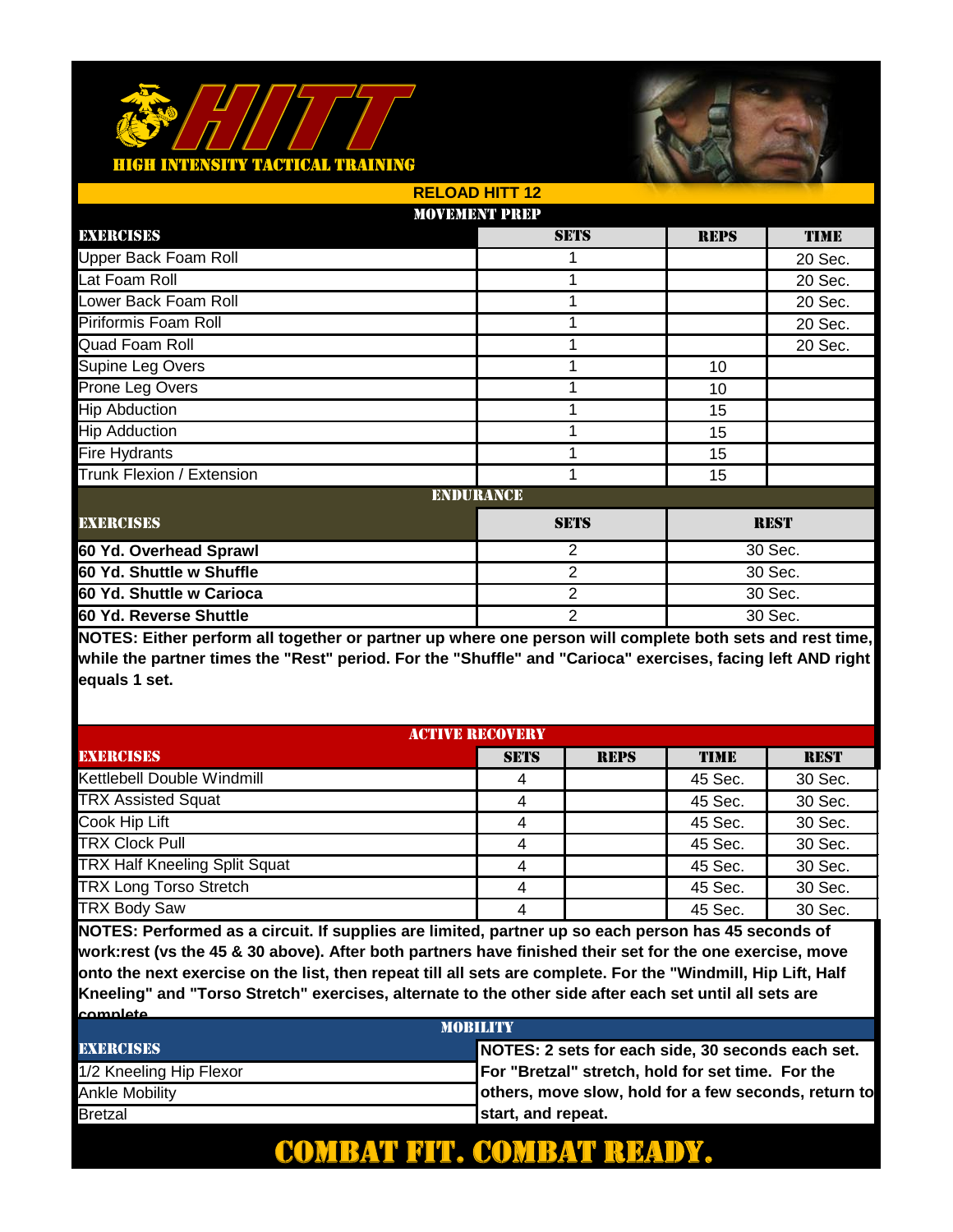# HITT

HIGH INTENSITY TACTICAL TRAINING

## RELOAD HITT 12

### MOVEMENT PREP

| EXERCISES | SETS | REPS | TIME |
|---|---|---|---|
| Upper Back Foam Roll | 1 | | 20 Sec. |
| Lat Foam Roll | 1 | | 20 Sec. |
| Lower Back Foam Roll | 1 | | 20 Sec. |
| Piriformis Foam Roll | 1 | | 20 Sec. |
| Quad Foam Roll | 1 | | 20 Sec. |
| Supine Leg Overs | 1 | 10 | |
| Prone Leg Overs | 1 | 10 | |
| Hip Abduction | 1 | 15 | |
| Hip Adduction | 1 | 15 | |
| Fire Hydrants | 1 | 15 | |
| Trunk Flexion / Extension | 1 | 15 | |

### ENDURANCE

| EXERCISES | SETS | REST |
|---|---|---|
| **60 Yd. Overhead Sprawl** | 2 | 30 Sec. |
| **60 Yd. Shuttle w Shuffle** | 2 | 30 Sec. |
| **60 Yd. Shuttle w Carioca** | 2 | 30 Sec. |
| **60 Yd. Reverse Shuttle** | 2 | 30 Sec. |

**NOTES: Either perform all together or partner up where one person will complete both sets and rest time, while the partner times the "Rest" period. For the "Shuffle" and "Carioca" exercises, facing left AND right equals 1 set.**

### ACTIVE RECOVERY

| EXERCISES | SETS | REPS | TIME | REST |
|---|---|---|---|---|
| Kettlebell Double Windmill | 4 | | 45 Sec. | 30 Sec. |
| TRX Assisted Squat | 4 | | 45 Sec. | 30 Sec. |
| Cook Hip Lift | 4 | | 45 Sec. | 30 Sec. |
| TRX Clock Pull | 4 | | 45 Sec. | 30 Sec. |
| TRX Half Kneeling Split Squat | 4 | | 45 Sec. | 30 Sec. |
| TRX Long Torso Stretch | 4 | | 45 Sec. | 30 Sec. |
| TRX Body Saw | 4 | | 45 Sec. | 30 Sec. |

**NOTES: Performed as a circuit. If supplies are limited, partner up so each person has 45 seconds of work:rest (vs the 45 & 30 above). After both partners have finished their set for the one exercise, move onto the next exercise on the list, then repeat till all sets are complete. For the "Windmill, Hip Lift, Half Kneeling" and "Torso Stretch" exercises, alternate to the other side after each set until all sets are complete.**

### MOBILITY

| EXERCISES | |
|---|---|
| 1/2 Kneeling Hip Flexor | **NOTES: 2 sets for each side, 30 seconds each set. For "Bretzal" stretch, hold for set time. For the others, move slow, hold for a few seconds, return to start, and repeat.** |
| Ankle Mobility | |
| Bretzal | |

**COMBAT FIT. COMBAT READY.**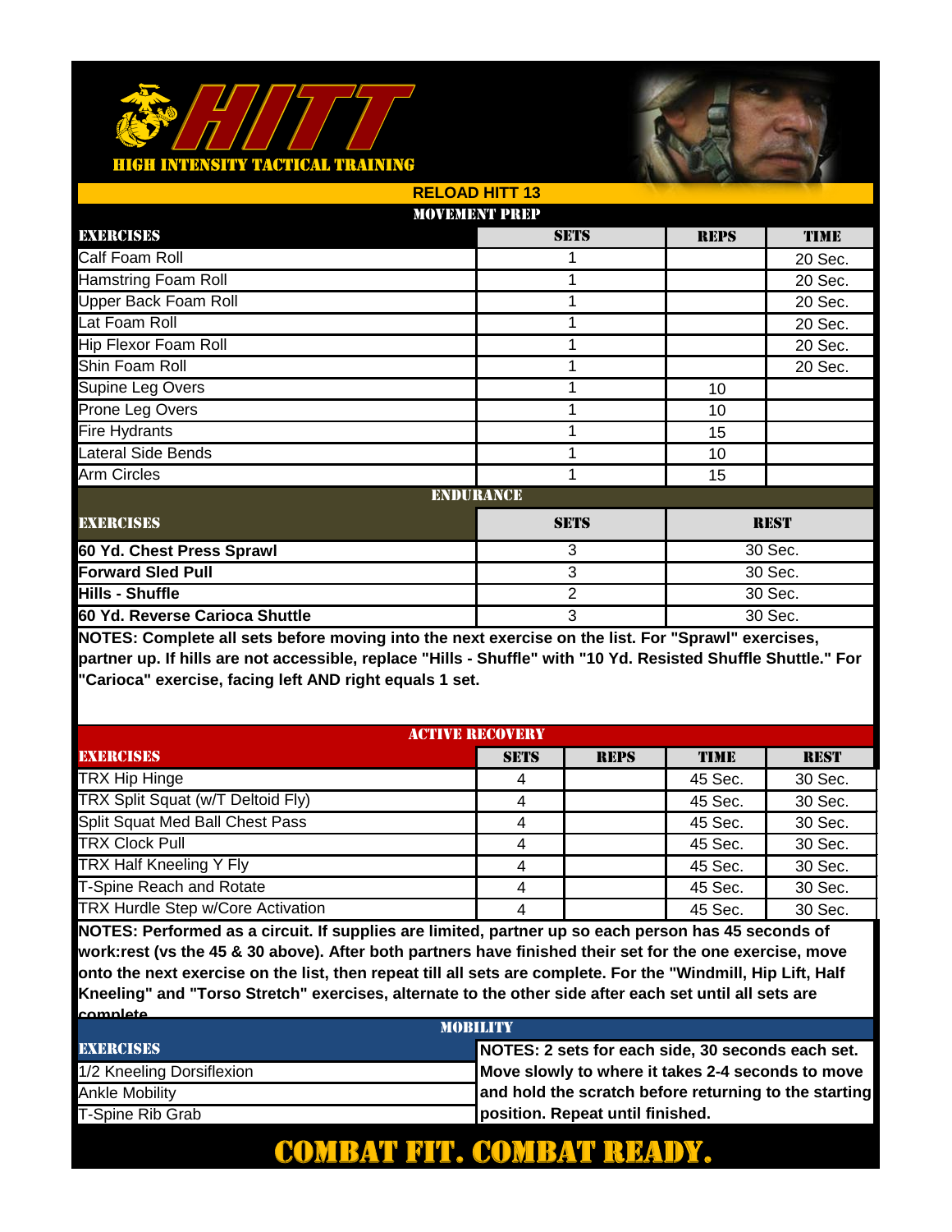# HITT

HIGH INTENSITY TACTICAL TRAINING

## RELOAD HITT 13

### MOVEMENT PREP

| EXERCISES | SETS | REPS | TIME |
|---|---|---|---|
| Calf Foam Roll | 1 | | 20 Sec. |
| Hamstring Foam Roll | 1 | | 20 Sec. |
| Upper Back Foam Roll | 1 | | 20 Sec. |
| Lat Foam Roll | 1 | | 20 Sec. |
| Hip Flexor Foam Roll | 1 | | 20 Sec. |
| Shin Foam Roll | 1 | | 20 Sec. |
| Supine Leg Overs | 1 | 10 | |
| Prone Leg Overs | 1 | 10 | |
| Fire Hydrants | 1 | 15 | |
| Lateral Side Bends | 1 | 10 | |
| Arm Circles | 1 | 15 | |

### ENDURANCE

| EXERCISES | SETS | REST |
|---|---|---|
| **60 Yd. Chest Press Sprawl** | 3 | 30 Sec. |
| **Forward Sled Pull** | 3 | 30 Sec. |
| **Hills - Shuffle** | 2 | 30 Sec. |
| **60 Yd. Reverse Carioca Shuttle** | 3 | 30 Sec. |

**NOTES: Complete all sets before moving into the next exercise on the list. For "Sprawl" exercises, partner up. If hills are not accessible, replace "Hills - Shuffle" with "10 Yd. Resisted Shuffle Shuttle." For "Carioca" exercise, facing left AND right equals 1 set.**

### ACTIVE RECOVERY

| EXERCISES | SETS | REPS | TIME | REST |
|---|---|---|---|---|
| TRX Hip Hinge | 4 | | 45 Sec. | 30 Sec. |
| TRX Split Squat (w/T Deltoid Fly) | 4 | | 45 Sec. | 30 Sec. |
| Split Squat Med Ball Chest Pass | 4 | | 45 Sec. | 30 Sec. |
| TRX Clock Pull | 4 | | 45 Sec. | 30 Sec. |
| TRX Half Kneeling Y Fly | 4 | | 45 Sec. | 30 Sec. |
| T-Spine Reach and Rotate | 4 | | 45 Sec. | 30 Sec. |
| TRX Hurdle Step w/Core Activation | 4 | | 45 Sec. | 30 Sec. |

**NOTES: Performed as a circuit. If supplies are limited, partner up so each person has 45 seconds of work:rest (vs the 45 & 30 above). After both partners have finished their set for the one exercise, move onto the next exercise on the list, then repeat till all sets are complete. For the "Windmill, Hip Lift, Half Kneeling" and "Torso Stretch" exercises, alternate to the other side after each set until all sets are complete.**

### MOBILITY

| EXERCISES | NOTES |
|---|---|
| 1/2 Kneeling Dorsiflexion | **NOTES: 2 sets for each side, 30 seconds each set. Move slowly to where it takes 2-4 seconds to move and hold the scratch before returning to the starting position. Repeat until finished.** |
| Ankle Mobility | |
| T-Spine Rib Grab | |

**COMBAT FIT. COMBAT READY.**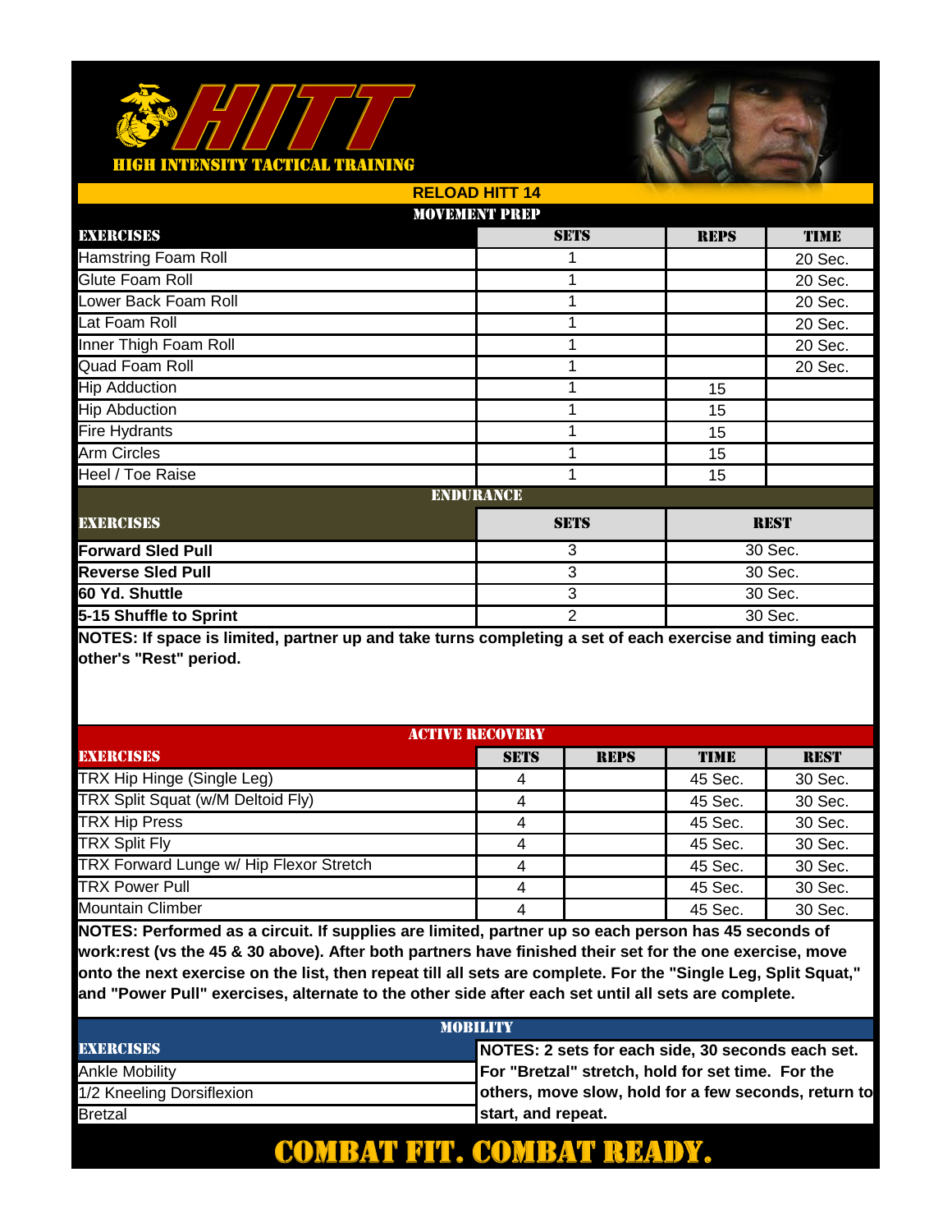# HITT

HIGH INTENSITY TACTICAL TRAINING

## RELOAD HITT 14

### MOVEMENT PREP

| EXERCISES | SETS | REPS | TIME |
|---|---|---|---|
| Hamstring Foam Roll | 1 | | 20 Sec. |
| Glute Foam Roll | 1 | | 20 Sec. |
| Lower Back Foam Roll | 1 | | 20 Sec. |
| Lat Foam Roll | 1 | | 20 Sec. |
| Inner Thigh Foam Roll | 1 | | 20 Sec. |
| Quad Foam Roll | 1 | | 20 Sec. |
| Hip Adduction | 1 | 15 | |
| Hip Abduction | 1 | 15 | |
| Fire Hydrants | 1 | 15 | |
| Arm Circles | 1 | 15 | |
| Heel / Toe Raise | 1 | 15 | |

### ENDURANCE

| EXERCISES | SETS | REST |
|---|---|---|
| **Forward Sled Pull** | 3 | 30 Sec. |
| **Reverse Sled Pull** | 3 | 30 Sec. |
| **60 Yd. Shuttle** | 3 | 30 Sec. |
| **5-15 Shuffle to Sprint** | 2 | 30 Sec. |

**NOTES: If space is limited, partner up and take turns completing a set of each exercise and timing each other's "Rest" period.**

### ACTIVE RECOVERY

| EXERCISES | SETS | REPS | TIME | REST |
|---|---|---|---|---|
| TRX Hip Hinge (Single Leg) | 4 | | 45 Sec. | 30 Sec. |
| TRX Split Squat (w/M Deltoid Fly) | 4 | | 45 Sec. | 30 Sec. |
| TRX Hip Press | 4 | | 45 Sec. | 30 Sec. |
| TRX Split Fly | 4 | | 45 Sec. | 30 Sec. |
| TRX Forward Lunge w/ Hip Flexor Stretch | 4 | | 45 Sec. | 30 Sec. |
| TRX Power Pull | 4 | | 45 Sec. | 30 Sec. |
| Mountain Climber | 4 | | 45 Sec. | 30 Sec. |

**NOTES: Performed as a circuit. If supplies are limited, partner up so each person has 45 seconds of work:rest (vs the 45 & 30 above). After both partners have finished their set for the one exercise, move onto the next exercise on the list, then repeat till all sets are complete. For the "Single Leg, Split Squat," and "Power Pull" exercises, alternate to the other side after each set until all sets are complete.**

### MOBILITY

| EXERCISES | NOTES |
|---|---|
| Ankle Mobility | **NOTES: 2 sets for each side, 30 seconds each set. For "Bretzal" stretch, hold for set time. For the others, move slow, hold for a few seconds, return to start, and repeat.** |
| 1/2 Kneeling Dorsiflexion | |
| Bretzal | |

**COMBAT FIT. COMBAT READY.**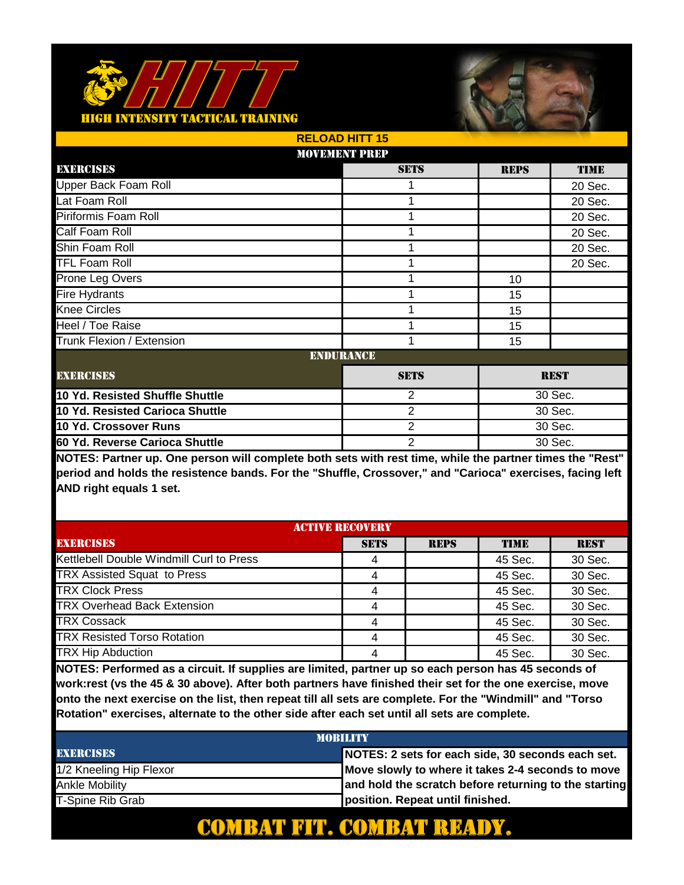# HITT

HIGH INTENSITY TACTICAL TRAINING

## RELOAD HITT 15

### MOVEMENT PREP

| EXERCISES | SETS | REPS | TIME |
|---|---|---|---|
| Upper Back Foam Roll | 1 | | 20 Sec. |
| Lat Foam Roll | 1 | | 20 Sec. |
| Piriformis Foam Roll | 1 | | 20 Sec. |
| Calf Foam Roll | 1 | | 20 Sec. |
| Shin Foam Roll | 1 | | 20 Sec. |
| TFL Foam Roll | 1 | | 20 Sec. |
| Prone Leg Overs | 1 | 10 | |
| Fire Hydrants | 1 | 15 | |
| Knee Circles | 1 | 15 | |
| Heel / Toe Raise | 1 | 15 | |
| Trunk Flexion / Extension | 1 | 15 | |

### ENDURANCE

| EXERCISES | SETS | REST |
|---|---|---|
| **10 Yd. Resisted Shuffle Shuttle** | 2 | 30 Sec. |
| **10 Yd. Resisted Carioca Shuttle** | 2 | 30 Sec. |
| **10 Yd. Crossover Runs** | 2 | 30 Sec. |
| **60 Yd. Reverse Carioca Shuttle** | 2 | 30 Sec. |

**NOTES: Partner up. One person will complete both sets with rest time, while the partner times the "Rest" period and holds the resistence bands. For the "Shuffle, Crossover," and "Carioca" exercises, facing left AND right equals 1 set.**

### ACTIVE RECOVERY

| EXERCISES | SETS | REPS | TIME | REST |
|---|---|---|---|---|
| Kettlebell Double Windmill Curl to Press | 4 | | 45 Sec. | 30 Sec. |
| TRX Assisted Squat to Press | 4 | | 45 Sec. | 30 Sec. |
| TRX Clock Press | 4 | | 45 Sec. | 30 Sec. |
| TRX Overhead Back Extension | 4 | | 45 Sec. | 30 Sec. |
| TRX Cossack | 4 | | 45 Sec. | 30 Sec. |
| TRX Resisted Torso Rotation | 4 | | 45 Sec. | 30 Sec. |
| TRX Hip Abduction | 4 | | 45 Sec. | 30 Sec. |

**NOTES: Performed as a circuit. If supplies are limited, partner up so each person has 45 seconds of work:rest (vs the 45 & 30 above). After both partners have finished their set for the one exercise, move onto the next exercise on the list, then repeat till all sets are complete. For the "Windmill" and "Torso Rotation" exercises, alternate to the other side after each set until all sets are complete.**

### MOBILITY

| EXERCISES |
|---|
| 1/2 Kneeling Hip Flexor |
| Ankle Mobility |
| T-Spine Rib Grab |

**NOTES: 2 sets for each side, 30 seconds each set. Move slowly to where it takes 2-4 seconds to move and hold the scratch before returning to the starting position. Repeat until finished.**

## COMBAT FIT. COMBAT READY.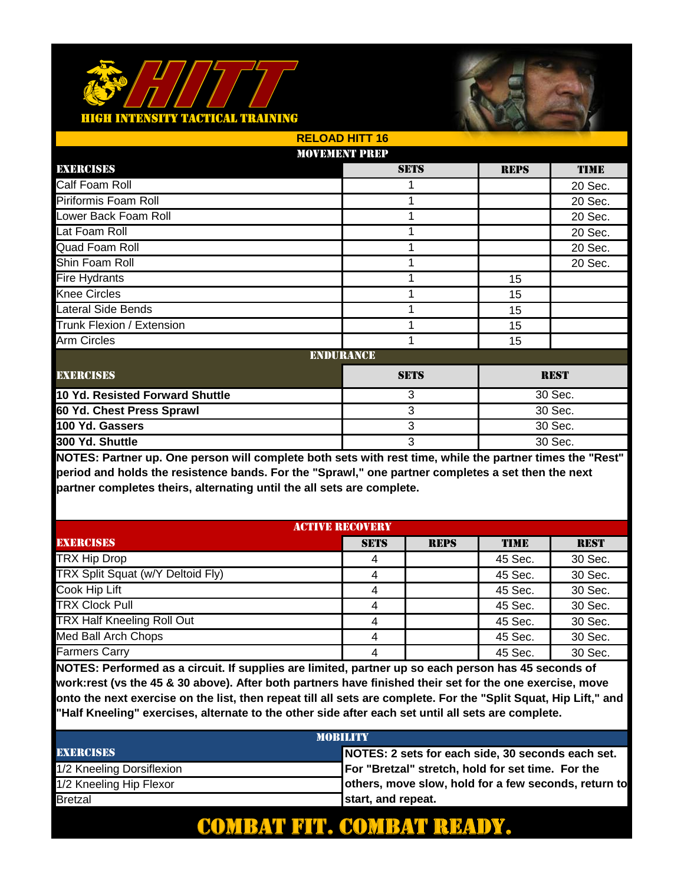# HITT

HIGH INTENSITY TACTICAL TRAINING

## RELOAD HITT 16

### MOVEMENT PREP

| EXERCISES | SETS | REPS | TIME |
|---|---|---|---|
| Calf Foam Roll | 1 | | 20 Sec. |
| Piriformis Foam Roll | 1 | | 20 Sec. |
| Lower Back Foam Roll | 1 | | 20 Sec. |
| Lat Foam Roll | 1 | | 20 Sec. |
| Quad Foam Roll | 1 | | 20 Sec. |
| Shin Foam Roll | 1 | | 20 Sec. |
| Fire Hydrants | 1 | 15 | |
| Knee Circles | 1 | 15 | |
| Lateral Side Bends | 1 | 15 | |
| Trunk Flexion / Extension | 1 | 15 | |
| Arm Circles | 1 | 15 | |

### ENDURANCE

| EXERCISES | SETS | REST |
|---|---|---|
| **10 Yd. Resisted Forward Shuttle** | 3 | 30 Sec. |
| **60 Yd. Chest Press Sprawl** | 3 | 30 Sec. |
| **100 Yd. Gassers** | 3 | 30 Sec. |
| **300 Yd. Shuttle** | 3 | 30 Sec. |

**NOTES: Partner up. One person will complete both sets with rest time, while the partner times the "Rest" period and holds the resistence bands. For the "Sprawl," one partner completes a set then the next partner completes theirs, alternating until the all sets are complete.**

### ACTIVE RECOVERY

| EXERCISES | SETS | REPS | TIME | REST |
|---|---|---|---|---|
| TRX Hip Drop | 4 | | 45 Sec. | 30 Sec. |
| TRX Split Squat (w/Y Deltoid Fly) | 4 | | 45 Sec. | 30 Sec. |
| Cook Hip Lift | 4 | | 45 Sec. | 30 Sec. |
| TRX Clock Pull | 4 | | 45 Sec. | 30 Sec. |
| TRX Half Kneeling Roll Out | 4 | | 45 Sec. | 30 Sec. |
| Med Ball Arch Chops | 4 | | 45 Sec. | 30 Sec. |
| Farmers Carry | 4 | | 45 Sec. | 30 Sec. |

**NOTES: Performed as a circuit. If supplies are limited, partner up so each person has 45 seconds of work:rest (vs the 45 & 30 above). After both partners have finished their set for the one exercise, move onto the next exercise on the list, then repeat till all sets are complete. For the "Split Squat, Hip Lift," and "Half Kneeling" exercises, alternate to the other side after each set until all sets are complete.**

### MOBILITY

| EXERCISES | |
|---|---|
| 1/2 Kneeling Dorsiflexion | **NOTES: 2 sets for each side, 30 seconds each set. For "Bretzal" stretch, hold for set time. For the others, move slow, hold for a few seconds, return to start, and repeat.** |
| 1/2 Kneeling Hip Flexor | |
| Bretzal | |

**COMBAT FIT. COMBAT READY.**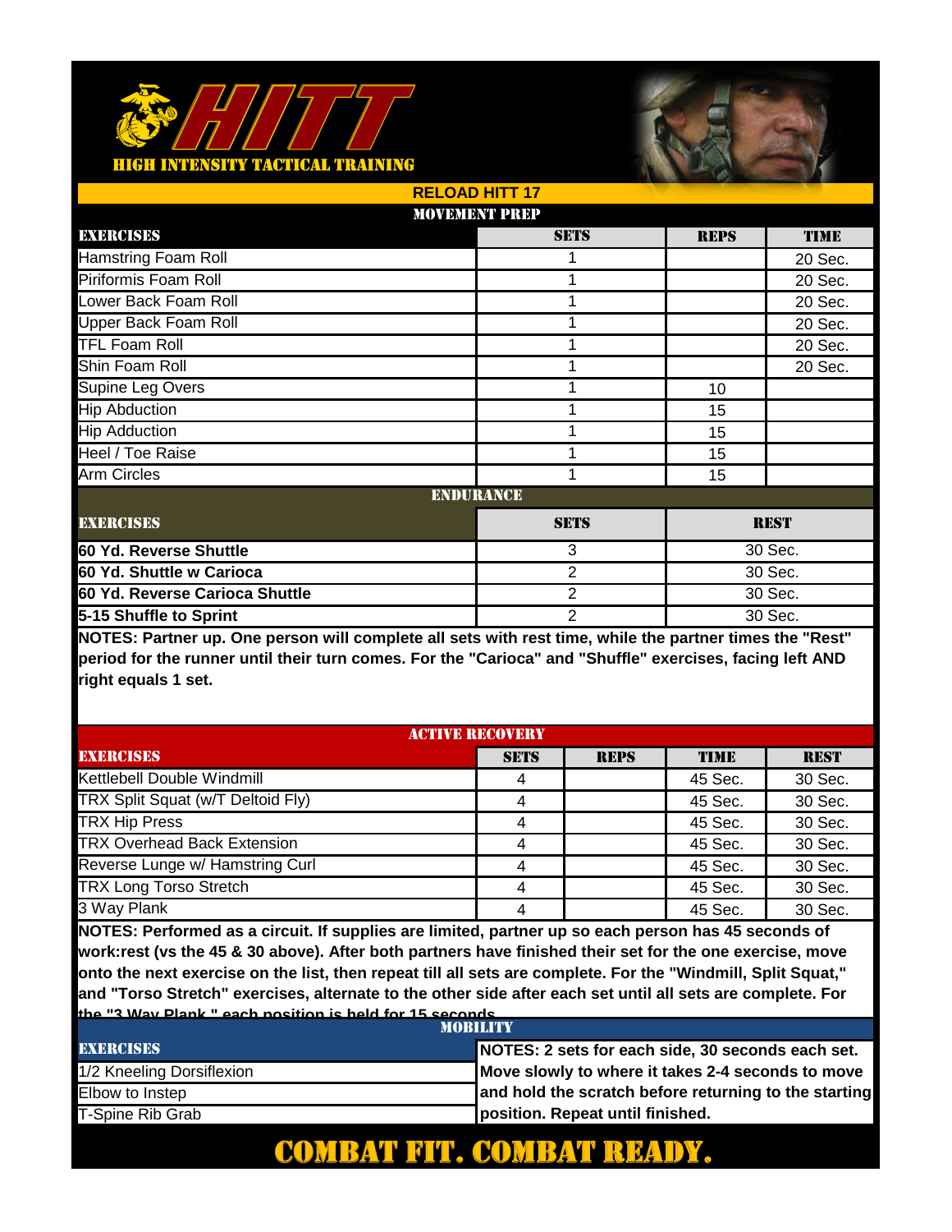# HITT

**HIGH INTENSITY TACTICAL TRAINING**

## RELOAD HITT 17

### MOVEMENT PREP

| EXERCISES | SETS | REPS | TIME |
|---|---|---|---|
| Hamstring Foam Roll | 1 | | 20 Sec. |
| Piriformis Foam Roll | 1 | | 20 Sec. |
| Lower Back Foam Roll | 1 | | 20 Sec. |
| Upper Back Foam Roll | 1 | | 20 Sec. |
| TFL Foam Roll | 1 | | 20 Sec. |
| Shin Foam Roll | 1 | | 20 Sec. |
| Supine Leg Overs | 1 | 10 | |
| Hip Abduction | 1 | 15 | |
| Hip Adduction | 1 | 15 | |
| Heel / Toe Raise | 1 | 15 | |
| Arm Circles | 1 | 15 | |

### ENDURANCE

| EXERCISES | SETS | REST |
|---|---|---|
| **60 Yd. Reverse Shuttle** | 3 | 30 Sec. |
| **60 Yd. Shuttle w Carioca** | 2 | 30 Sec. |
| **60 Yd. Reverse Carioca Shuttle** | 2 | 30 Sec. |
| **5-15 Shuffle to Sprint** | 2 | 30 Sec. |

**NOTES: Partner up. One person will complete all sets with rest time, while the partner times the "Rest" period for the runner until their turn comes. For the "Carioca" and "Shuffle" exercises, facing left AND right equals 1 set.**

### ACTIVE RECOVERY

| EXERCISES | SETS | REPS | TIME | REST |
|---|---|---|---|---|
| Kettlebell Double Windmill | 4 | | 45 Sec. | 30 Sec. |
| TRX Split Squat (w/T Deltoid Fly) | 4 | | 45 Sec. | 30 Sec. |
| TRX Hip Press | 4 | | 45 Sec. | 30 Sec. |
| TRX Overhead Back Extension | 4 | | 45 Sec. | 30 Sec. |
| Reverse Lunge w/ Hamstring Curl | 4 | | 45 Sec. | 30 Sec. |
| TRX Long Torso Stretch | 4 | | 45 Sec. | 30 Sec. |
| 3 Way Plank | 4 | | 45 Sec. | 30 Sec. |

**NOTES: Performed as a circuit. If supplies are limited, partner up so each person has 45 seconds of work:rest (vs the 45 & 30 above). After both partners have finished their set for the one exercise, move onto the next exercise on the list, then repeat till all sets are complete. For the "Windmill, Split Squat," and "Torso Stretch" exercises, alternate to the other side after each set until all sets are complete. For the "3 Way Plank," each position is held for 15 seconds.**

### MOBILITY

| EXERCISES | |
|---|---|
| 1/2 Kneeling Dorsiflexion | **NOTES: 2 sets for each side, 30 seconds each set. Move slowly to where it takes 2-4 seconds to move and hold the scratch before returning to the starting position. Repeat until finished.** |
| Elbow to Instep | |
| T-Spine Rib Grab | |

**COMBAT FIT. COMBAT READY.**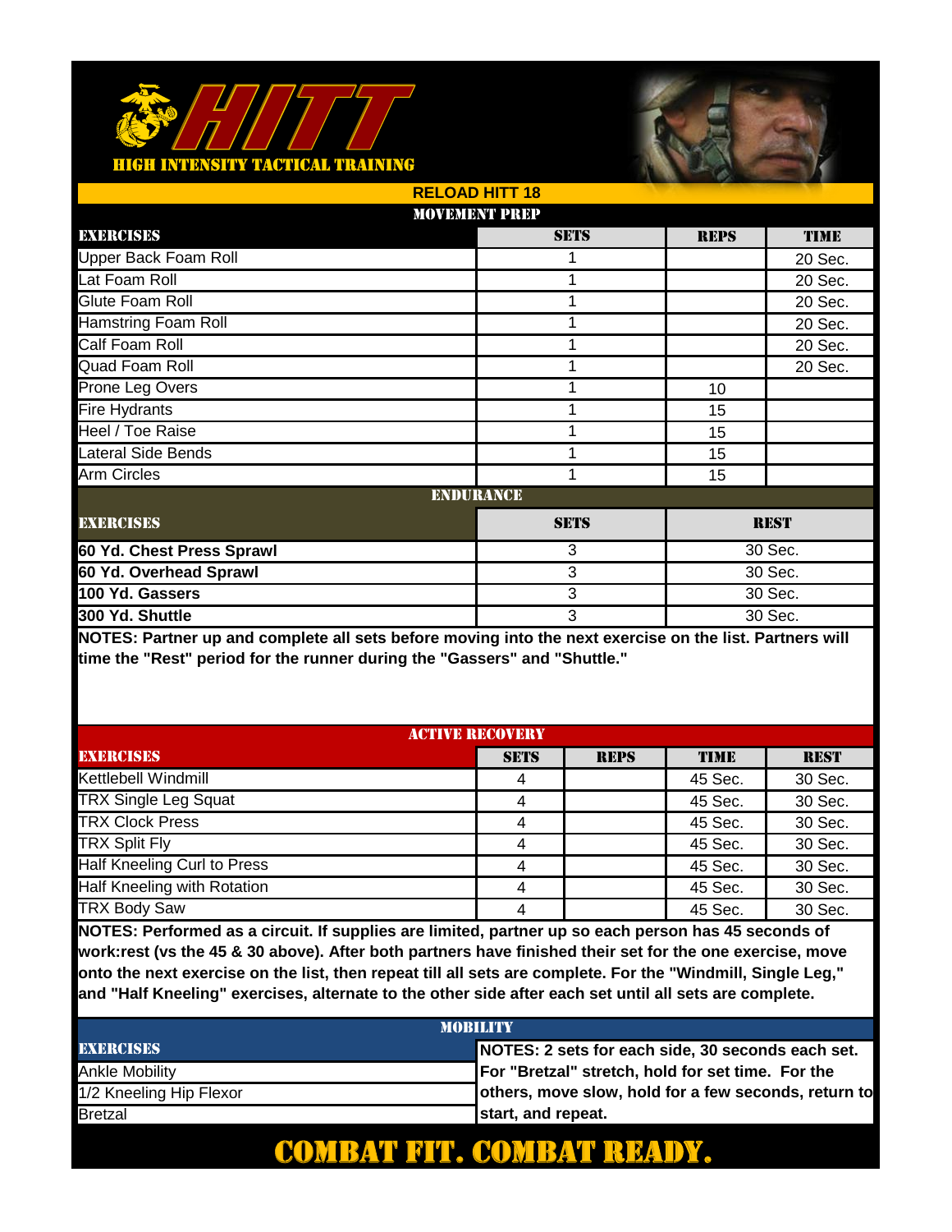# HITT

HIGH INTENSITY TACTICAL TRAINING

## RELOAD HITT 18

### MOVEMENT PREP

| EXERCISES | SETS | REPS | TIME |
|---|---|---|---|
| Upper Back Foam Roll | 1 | | 20 Sec. |
| Lat Foam Roll | 1 | | 20 Sec. |
| Glute Foam Roll | 1 | | 20 Sec. |
| Hamstring Foam Roll | 1 | | 20 Sec. |
| Calf Foam Roll | 1 | | 20 Sec. |
| Quad Foam Roll | 1 | | 20 Sec. |
| Prone Leg Overs | 1 | 10 | |
| Fire Hydrants | 1 | 15 | |
| Heel / Toe Raise | 1 | 15 | |
| Lateral Side Bends | 1 | 15 | |
| Arm Circles | 1 | 15 | |

### ENDURANCE

| EXERCISES | SETS | REST |
|---|---|---|
| **60 Yd. Chest Press Sprawl** | 3 | 30 Sec. |
| **60 Yd. Overhead Sprawl** | 3 | 30 Sec. |
| **100 Yd. Gassers** | 3 | 30 Sec. |
| **300 Yd. Shuttle** | 3 | 30 Sec. |

**NOTES: Partner up and complete all sets before moving into the next exercise on the list. Partners will time the "Rest" period for the runner during the "Gassers" and "Shuttle."**

### ACTIVE RECOVERY

| EXERCISES | SETS | REPS | TIME | REST |
|---|---|---|---|---|
| Kettlebell Windmill | 4 | | 45 Sec. | 30 Sec. |
| TRX Single Leg Squat | 4 | | 45 Sec. | 30 Sec. |
| TRX Clock Press | 4 | | 45 Sec. | 30 Sec. |
| TRX Split Fly | 4 | | 45 Sec. | 30 Sec. |
| Half Kneeling Curl to Press | 4 | | 45 Sec. | 30 Sec. |
| Half Kneeling with Rotation | 4 | | 45 Sec. | 30 Sec. |
| TRX Body Saw | 4 | | 45 Sec. | 30 Sec. |

**NOTES: Performed as a circuit. If supplies are limited, partner up so each person has 45 seconds of work:rest (vs the 45 & 30 above). After both partners have finished their set for the one exercise, move onto the next exercise on the list, then repeat till all sets are complete. For the "Windmill, Single Leg," and "Half Kneeling" exercises, alternate to the other side after each set until all sets are complete.**

### MOBILITY

| EXERCISES | NOTES |
|---|---|
| Ankle Mobility | **NOTES: 2 sets for each side, 30 seconds each set. For "Bretzal" stretch, hold for set time. For the others, move slow, hold for a few seconds, return to start, and repeat.** |
| 1/2 Kneeling Hip Flexor | |
| Bretzal | |

**COMBAT FIT. COMBAT READY.**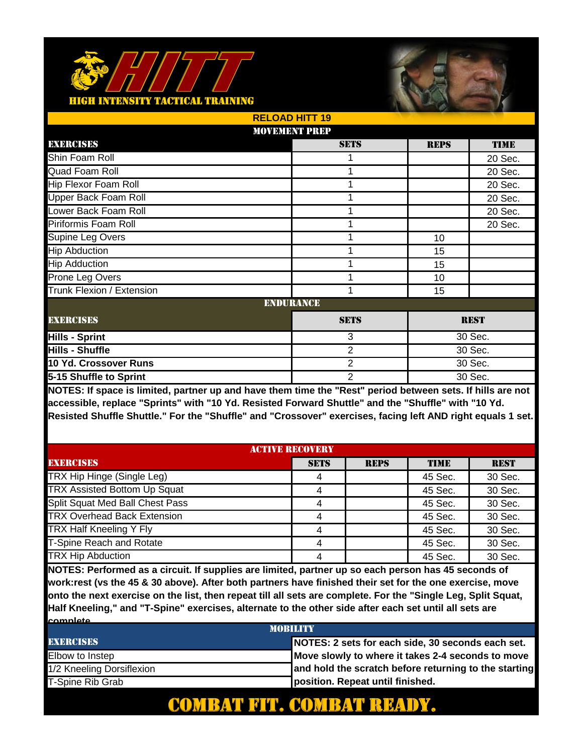# HITT

HIGH INTENSITY TACTICAL TRAINING

## RELOAD HITT 19

### MOVEMENT PREP

| EXERCISES | SETS | REPS | TIME |
|---|---|---|---|
| Shin Foam Roll | 1 | | 20 Sec. |
| Quad Foam Roll | 1 | | 20 Sec. |
| Hip Flexor Foam Roll | 1 | | 20 Sec. |
| Upper Back Foam Roll | 1 | | 20 Sec. |
| Lower Back Foam Roll | 1 | | 20 Sec. |
| Piriformis Foam Roll | 1 | | 20 Sec. |
| Supine Leg Overs | 1 | 10 | |
| Hip Abduction | 1 | 15 | |
| Hip Adduction | 1 | 15 | |
| Prone Leg Overs | 1 | 10 | |
| Trunk Flexion / Extension | 1 | 15 | |

### ENDURANCE

| EXERCISES | SETS | REST |
|---|---|---|
| **Hills - Sprint** | 3 | 30 Sec. |
| **Hills - Shuffle** | 2 | 30 Sec. |
| **10 Yd. Crossover Runs** | 2 | 30 Sec. |
| **5-15 Shuffle to Sprint** | 2 | 30 Sec. |

**NOTES: If space is limited, partner up and have them time the "Rest" period between sets. If hills are not accessible, replace "Sprints" with "10 Yd. Resisted Forward Shuttle" and the "Shuffle" with "10 Yd. Resisted Shuffle Shuttle." For the "Shuffle" and "Crossover" exercises, facing left AND right equals 1 set.**

### ACTIVE RECOVERY

| EXERCISES | SETS | REPS | TIME | REST |
|---|---|---|---|---|
| TRX Hip Hinge (Single Leg) | 4 | | 45 Sec. | 30 Sec. |
| TRX Assisted Bottom Up Squat | 4 | | 45 Sec. | 30 Sec. |
| Split Squat Med Ball Chest Pass | 4 | | 45 Sec. | 30 Sec. |
| TRX Overhead Back Extension | 4 | | 45 Sec. | 30 Sec. |
| TRX Half Kneeling Y Fly | 4 | | 45 Sec. | 30 Sec. |
| T-Spine Reach and Rotate | 4 | | 45 Sec. | 30 Sec. |
| TRX Hip Abduction | 4 | | 45 Sec. | 30 Sec. |

**NOTES: Performed as a circuit. If supplies are limited, partner up so each person has 45 seconds of work:rest (vs the 45 & 30 above). After both partners have finished their set for the one exercise, move onto the next exercise on the list, then repeat till all sets are complete. For the "Single Leg, Split Squat, Half Kneeling," and "T-Spine" exercises, alternate to the other side after each set until all sets are complete.**

### MOBILITY

| EXERCISES | |
|---|---|
| Elbow to Instep | **NOTES: 2 sets for each side, 30 seconds each set. Move slowly to where it takes 2-4 seconds to move and hold the scratch before returning to the starting position. Repeat until finished.** |
| 1/2 Kneeling Dorsiflexion | |
| T-Spine Rib Grab | |

**COMBAT FIT. COMBAT READY.**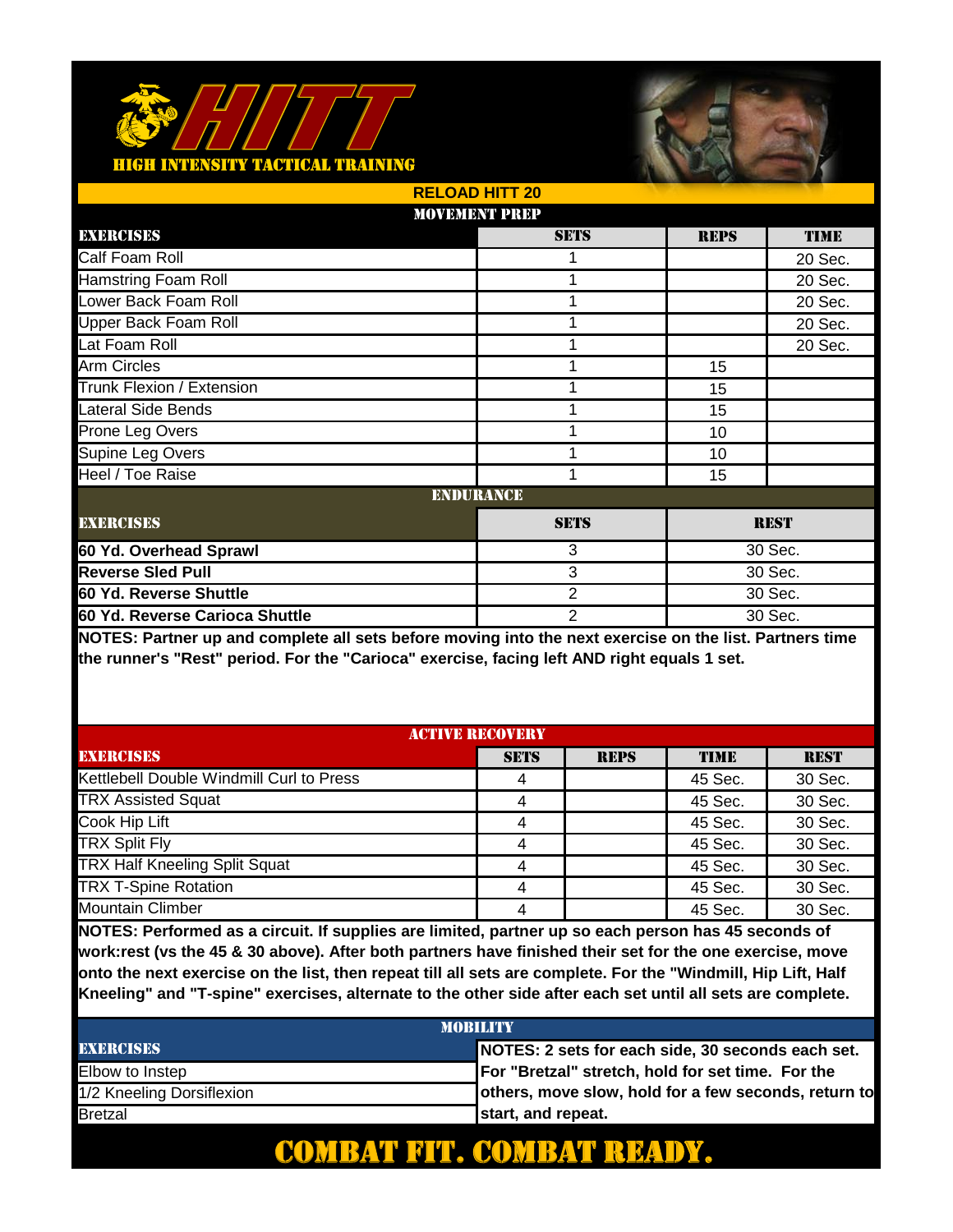# HITT

HIGH INTENSITY TACTICAL TRAINING

## RELOAD HITT 20

### MOVEMENT PREP

| EXERCISES | SETS | REPS | TIME |
|---|---|---|---|
| Calf Foam Roll | 1 | | 20 Sec. |
| Hamstring Foam Roll | 1 | | 20 Sec. |
| Lower Back Foam Roll | 1 | | 20 Sec. |
| Upper Back Foam Roll | 1 | | 20 Sec. |
| Lat Foam Roll | 1 | | 20 Sec. |
| Arm Circles | 1 | 15 | |
| Trunk Flexion / Extension | 1 | 15 | |
| Lateral Side Bends | 1 | 15 | |
| Prone Leg Overs | 1 | 10 | |
| Supine Leg Overs | 1 | 10 | |
| Heel / Toe Raise | 1 | 15 | |

### ENDURANCE

| EXERCISES | SETS | REST |
|---|---|---|
| **60 Yd. Overhead Sprawl** | 3 | 30 Sec. |
| **Reverse Sled Pull** | 3 | 30 Sec. |
| **60 Yd. Reverse Shuttle** | 2 | 30 Sec. |
| **60 Yd. Reverse Carioca Shuttle** | 2 | 30 Sec. |

**NOTES: Partner up and complete all sets before moving into the next exercise on the list. Partners time the runner's "Rest" period. For the "Carioca" exercise, facing left AND right equals 1 set.**

### ACTIVE RECOVERY

| EXERCISES | SETS | REPS | TIME | REST |
|---|---|---|---|---|
| Kettlebell Double Windmill Curl to Press | 4 | | 45 Sec. | 30 Sec. |
| TRX Assisted Squat | 4 | | 45 Sec. | 30 Sec. |
| Cook Hip Lift | 4 | | 45 Sec. | 30 Sec. |
| TRX Split Fly | 4 | | 45 Sec. | 30 Sec. |
| TRX Half Kneeling Split Squat | 4 | | 45 Sec. | 30 Sec. |
| TRX T-Spine Rotation | 4 | | 45 Sec. | 30 Sec. |
| Mountain Climber | 4 | | 45 Sec. | 30 Sec. |

**NOTES: Performed as a circuit. If supplies are limited, partner up so each person has 45 seconds of work:rest (vs the 45 & 30 above). After both partners have finished their set for the one exercise, move onto the next exercise on the list, then repeat till all sets are complete. For the "Windmill, Hip Lift, Half Kneeling" and "T-spine" exercises, alternate to the other side after each set until all sets are complete.**

### MOBILITY

| EXERCISES | NOTES |
|---|---|
| Elbow to Instep | **NOTES: 2 sets for each side, 30 seconds each set. For "Bretzal" stretch, hold for set time. For the others, move slow, hold for a few seconds, return to start, and repeat.** |
| 1/2 Kneeling Dorsiflexion | |
| Bretzal | |

**COMBAT FIT. COMBAT READY.**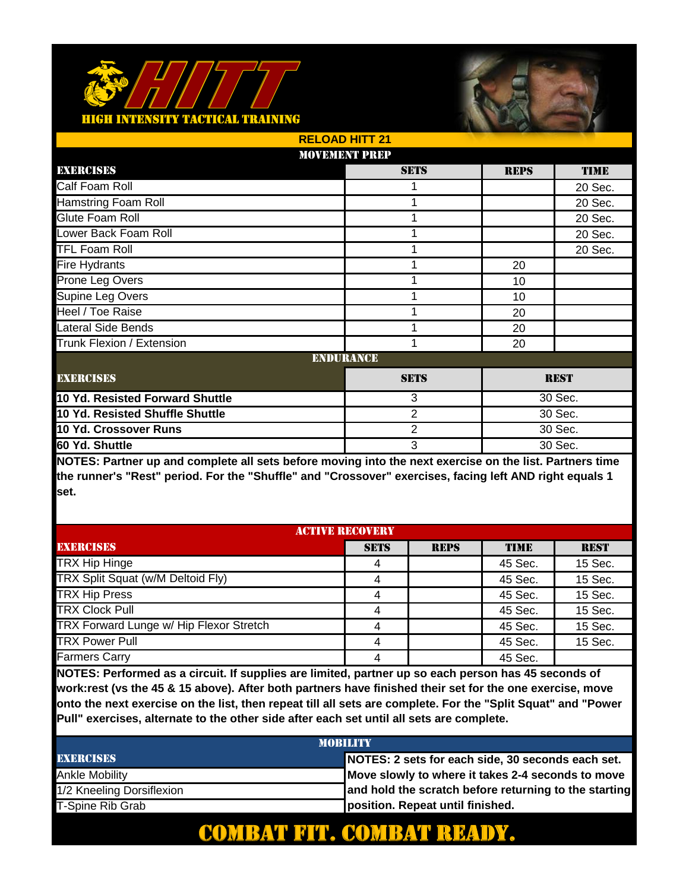# HITT

**HIGH INTENSITY TACTICAL TRAINING**

## RELOAD HITT 21

### MOVEMENT PREP

| EXERCISES | SETS | REPS | TIME |
|---|---|---|---|
| Calf Foam Roll | 1 | | 20 Sec. |
| Hamstring Foam Roll | 1 | | 20 Sec. |
| Glute Foam Roll | 1 | | 20 Sec. |
| Lower Back Foam Roll | 1 | | 20 Sec. |
| TFL Foam Roll | 1 | | 20 Sec. |
| Fire Hydrants | 1 | 20 | |
| Prone Leg Overs | 1 | 10 | |
| Supine Leg Overs | 1 | 10 | |
| Heel / Toe Raise | 1 | 20 | |
| Lateral Side Bends | 1 | 20 | |
| Trunk Flexion / Extension | 1 | 20 | |

### ENDURANCE

| EXERCISES | SETS | REST |
|---|---|---|
| **10 Yd. Resisted Forward Shuttle** | 3 | 30 Sec. |
| **10 Yd. Resisted Shuffle Shuttle** | 2 | 30 Sec. |
| **10 Yd. Crossover Runs** | 2 | 30 Sec. |
| **60 Yd. Shuttle** | 3 | 30 Sec. |

**NOTES: Partner up and complete all sets before moving into the next exercise on the list. Partners time the runner's "Rest" period. For the "Shuffle" and "Crossover" exercises, facing left AND right equals 1 set.**

### ACTIVE RECOVERY

| EXERCISES | SETS | REPS | TIME | REST |
|---|---|---|---|---|
| TRX Hip Hinge | 4 | | 45 Sec. | 15 Sec. |
| TRX Split Squat (w/M Deltoid Fly) | 4 | | 45 Sec. | 15 Sec. |
| TRX Hip Press | 4 | | 45 Sec. | 15 Sec. |
| TRX Clock Pull | 4 | | 45 Sec. | 15 Sec. |
| TRX Forward Lunge w/ Hip Flexor Stretch | 4 | | 45 Sec. | 15 Sec. |
| TRX Power Pull | 4 | | 45 Sec. | 15 Sec. |
| Farmers Carry | 4 | | 45 Sec. | |

**NOTES: Performed as a circuit. If supplies are limited, partner up so each person has 45 seconds of work:rest (vs the 45 & 15 above). After both partners have finished their set for the one exercise, move onto the next exercise on the list, then repeat till all sets are complete. For the "Split Squat" and "Power Pull" exercises, alternate to the other side after each set until all sets are complete.**

### MOBILITY

| EXERCISES | NOTES |
|---|---|
| Ankle Mobility | **NOTES: 2 sets for each side, 30 seconds each set. Move slowly to where it takes 2-4 seconds to move and hold the scratch before returning to the starting position. Repeat until finished.** |
| 1/2 Kneeling Dorsiflexion | |
| T-Spine Rib Grab | |

**COMBAT FIT. COMBAT READY.**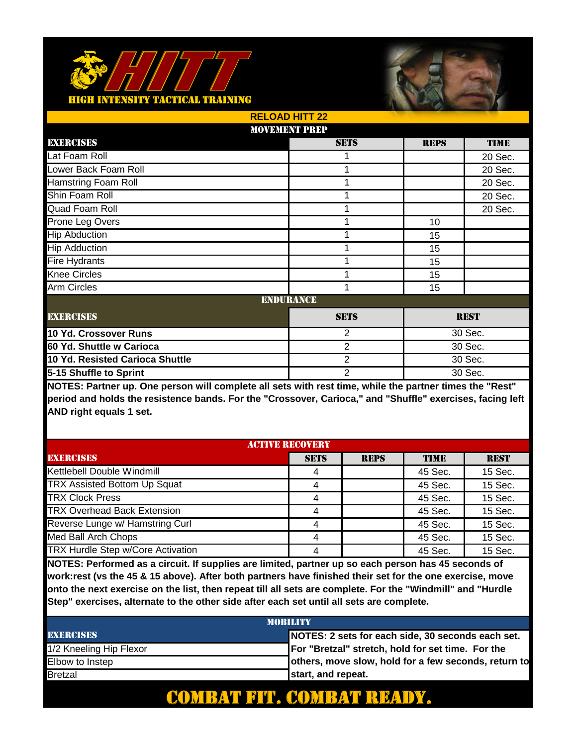# HITT

HIGH INTENSITY TACTICAL TRAINING

## RELOAD HITT 22

### MOVEMENT PREP

| EXERCISES | SETS | REPS | TIME |
|---|---|---|---|
| Lat Foam Roll | 1 | | 20 Sec. |
| Lower Back Foam Roll | 1 | | 20 Sec. |
| Hamstring Foam Roll | 1 | | 20 Sec. |
| Shin Foam Roll | 1 | | 20 Sec. |
| Quad Foam Roll | 1 | | 20 Sec. |
| Prone Leg Overs | 1 | 10 | |
| Hip Abduction | 1 | 15 | |
| Hip Adduction | 1 | 15 | |
| Fire Hydrants | 1 | 15 | |
| Knee Circles | 1 | 15 | |
| Arm Circles | 1 | 15 | |

### ENDURANCE

| EXERCISES | SETS | REST |
|---|---|---|
| **10 Yd. Crossover Runs** | 2 | 30 Sec. |
| **60 Yd. Shuttle w Carioca** | 2 | 30 Sec. |
| **10 Yd. Resisted Carioca Shuttle** | 2 | 30 Sec. |
| **5-15 Shuffle to Sprint** | 2 | 30 Sec. |

**NOTES: Partner up. One person will complete all sets with rest time, while the partner times the "Rest" period and holds the resistence bands. For the "Crossover, Carioca," and "Shuffle" exercises, facing left AND right equals 1 set.**

### ACTIVE RECOVERY

| EXERCISES | SETS | REPS | TIME | REST |
|---|---|---|---|---|
| Kettlebell Double Windmill | 4 | | 45 Sec. | 15 Sec. |
| TRX Assisted Bottom Up Squat | 4 | | 45 Sec. | 15 Sec. |
| TRX Clock Press | 4 | | 45 Sec. | 15 Sec. |
| TRX Overhead Back Extension | 4 | | 45 Sec. | 15 Sec. |
| Reverse Lunge w/ Hamstring Curl | 4 | | 45 Sec. | 15 Sec. |
| Med Ball Arch Chops | 4 | | 45 Sec. | 15 Sec. |
| TRX Hurdle Step w/Core Activation | 4 | | 45 Sec. | 15 Sec. |

**NOTES: Performed as a circuit. If supplies are limited, partner up so each person has 45 seconds of work:rest (vs the 45 & 15 above). After both partners have finished their set for the one exercise, move onto the next exercise on the list, then repeat till all sets are complete. For the "Windmill" and "Hurdle Step" exercises, alternate to the other side after each set until all sets are complete.**

### MOBILITY

| EXERCISES | |
|---|---|
| 1/2 Kneeling Hip Flexor | **NOTES: 2 sets for each side, 30 seconds each set. For "Bretzal" stretch, hold for set time. For the others, move slow, hold for a few seconds, return to start, and repeat.** |
| Elbow to Instep | |
| Bretzal | |

**COMBAT FIT. COMBAT READY.**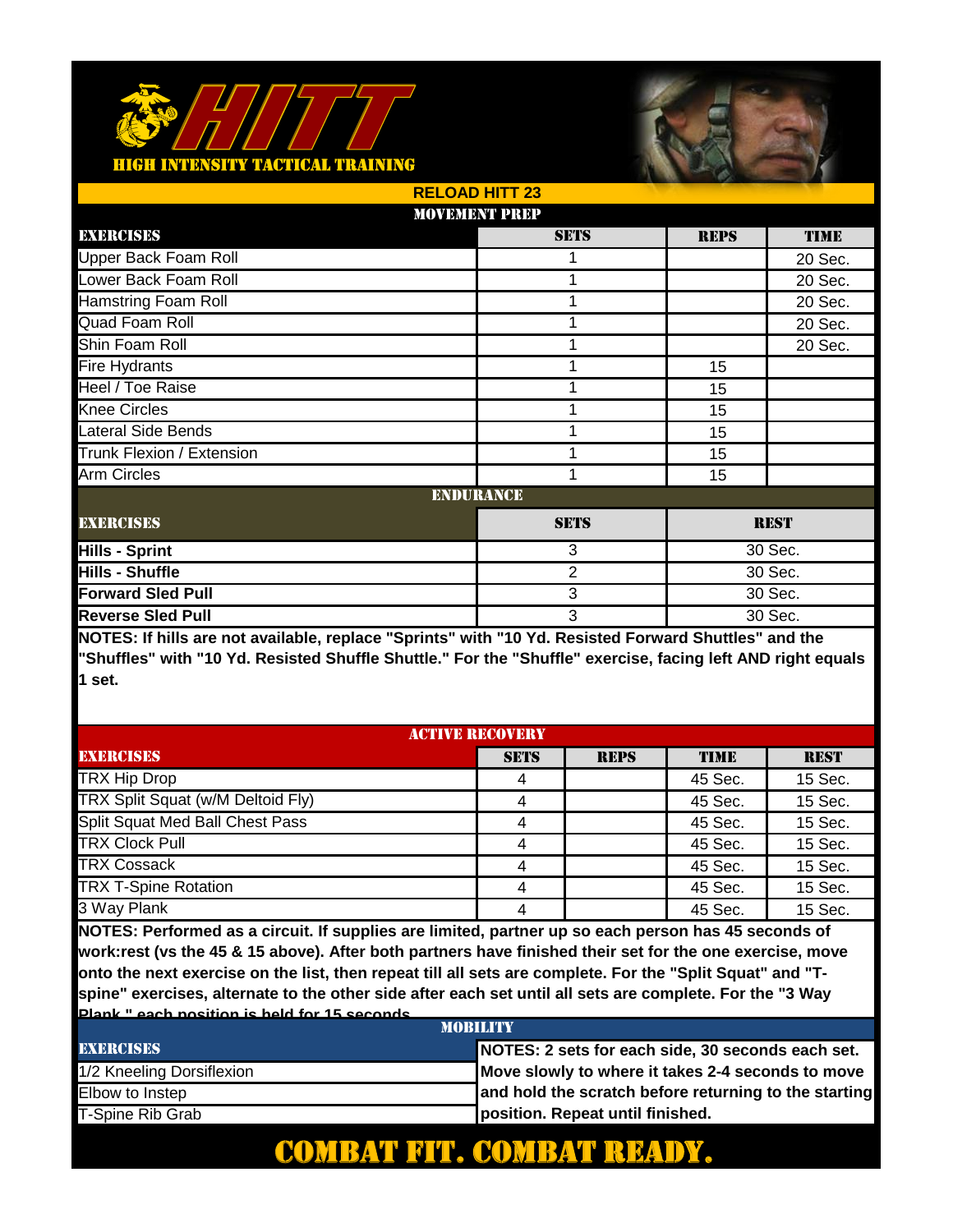# HITT

HIGH INTENSITY TACTICAL TRAINING

## RELOAD HITT 23

### MOVEMENT PREP

| EXERCISES | SETS | REPS | TIME |
|---|---|---|---|
| Upper Back Foam Roll | 1 | | 20 Sec. |
| Lower Back Foam Roll | 1 | | 20 Sec. |
| Hamstring Foam Roll | 1 | | 20 Sec. |
| Quad Foam Roll | 1 | | 20 Sec. |
| Shin Foam Roll | 1 | | 20 Sec. |
| Fire Hydrants | 1 | 15 | |
| Heel / Toe Raise | 1 | 15 | |
| Knee Circles | 1 | 15 | |
| Lateral Side Bends | 1 | 15 | |
| Trunk Flexion / Extension | 1 | 15 | |
| Arm Circles | 1 | 15 | |

### ENDURANCE

| EXERCISES | SETS | REST |
|---|---|---|
| **Hills - Sprint** | 3 | 30 Sec. |
| **Hills - Shuffle** | 2 | 30 Sec. |
| **Forward Sled Pull** | 3 | 30 Sec. |
| **Reverse Sled Pull** | 3 | 30 Sec. |

**NOTES: If hills are not available, replace "Sprints" with "10 Yd. Resisted Forward Shuttles" and the "Shuffles" with "10 Yd. Resisted Shuffle Shuttle." For the "Shuffle" exercise, facing left AND right equals 1 set.**

### ACTIVE RECOVERY

| EXERCISES | SETS | REPS | TIME | REST |
|---|---|---|---|---|
| TRX Hip Drop | 4 | | 45 Sec. | 15 Sec. |
| TRX Split Squat (w/M Deltoid Fly) | 4 | | 45 Sec. | 15 Sec. |
| Split Squat Med Ball Chest Pass | 4 | | 45 Sec. | 15 Sec. |
| TRX Clock Pull | 4 | | 45 Sec. | 15 Sec. |
| TRX Cossack | 4 | | 45 Sec. | 15 Sec. |
| TRX T-Spine Rotation | 4 | | 45 Sec. | 15 Sec. |
| 3 Way Plank | 4 | | 45 Sec. | 15 Sec. |

**NOTES: Performed as a circuit. If supplies are limited, partner up so each person has 45 seconds of work:rest (vs the 45 & 15 above). After both partners have finished their set for the one exercise, move onto the next exercise on the list, then repeat till all sets are complete. For the "Split Squat" and "T-spine" exercises, alternate to the other side after each set until all sets are complete. For the "3 Way Plank," each position is held for 15 seconds.**

### MOBILITY

| EXERCISES | |
|---|---|
| 1/2 Kneeling Dorsiflexion | **NOTES: 2 sets for each side, 30 seconds each set. Move slowly to where it takes 2-4 seconds to move and hold the scratch before returning to the starting position. Repeat until finished.** |
| Elbow to Instep | |
| T-Spine Rib Grab | |

**COMBAT FIT. COMBAT READY.**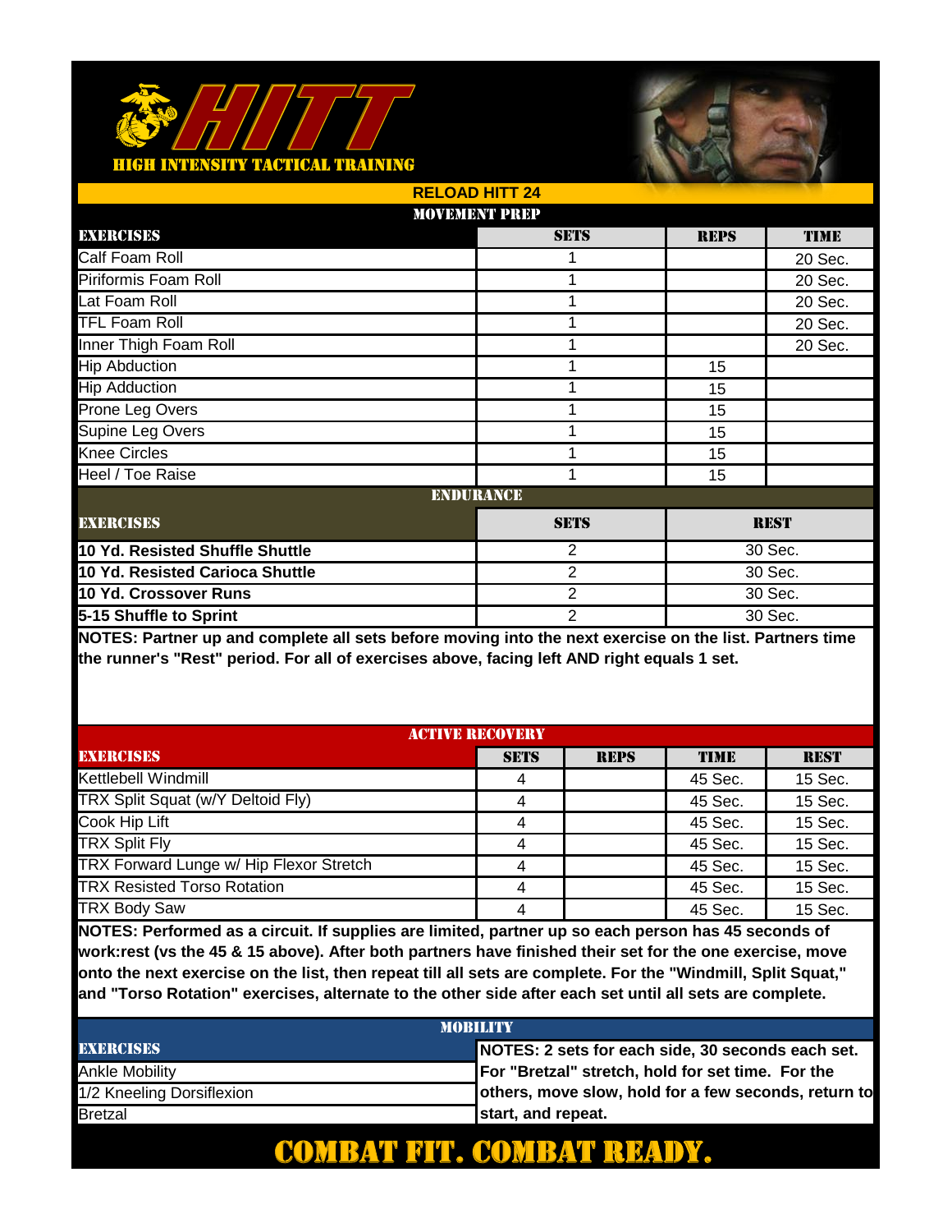# HITT

HIGH INTENSITY TACTICAL TRAINING

## RELOAD HITT 24

### MOVEMENT PREP

| EXERCISES | SETS | REPS | TIME |
|---|---|---|---|
| Calf Foam Roll | 1 | | 20 Sec. |
| Piriformis Foam Roll | 1 | | 20 Sec. |
| Lat Foam Roll | 1 | | 20 Sec. |
| TFL Foam Roll | 1 | | 20 Sec. |
| Inner Thigh Foam Roll | 1 | | 20 Sec. |
| Hip Abduction | 1 | 15 | |
| Hip Adduction | 1 | 15 | |
| Prone Leg Overs | 1 | 15 | |
| Supine Leg Overs | 1 | 15 | |
| Knee Circles | 1 | 15 | |
| Heel / Toe Raise | 1 | 15 | |

### ENDURANCE

| EXERCISES | SETS | REST |
|---|---|---|
| **10 Yd. Resisted Shuffle Shuttle** | 2 | 30 Sec. |
| **10 Yd. Resisted Carioca Shuttle** | 2 | 30 Sec. |
| **10 Yd. Crossover Runs** | 2 | 30 Sec. |
| **5-15 Shuffle to Sprint** | 2 | 30 Sec. |

**NOTES: Partner up and complete all sets before moving into the next exercise on the list. Partners time the runner's "Rest" period. For all of exercises above, facing left AND right equals 1 set.**

### ACTIVE RECOVERY

| EXERCISES | SETS | REPS | TIME | REST |
|---|---|---|---|---|
| Kettlebell Windmill | 4 | | 45 Sec. | 15 Sec. |
| TRX Split Squat (w/Y Deltoid Fly) | 4 | | 45 Sec. | 15 Sec. |
| Cook Hip Lift | 4 | | 45 Sec. | 15 Sec. |
| TRX Split Fly | 4 | | 45 Sec. | 15 Sec. |
| TRX Forward Lunge w/ Hip Flexor Stretch | 4 | | 45 Sec. | 15 Sec. |
| TRX Resisted Torso Rotation | 4 | | 45 Sec. | 15 Sec. |
| TRX Body Saw | 4 | | 45 Sec. | 15 Sec. |

**NOTES: Performed as a circuit. If supplies are limited, partner up so each person has 45 seconds of work:rest (vs the 45 & 15 above). After both partners have finished their set for the one exercise, move onto the next exercise on the list, then repeat till all sets are complete. For the "Windmill, Split Squat," and "Torso Rotation" exercises, alternate to the other side after each set until all sets are complete.**

### MOBILITY

| EXERCISES | NOTES |
|---|---|
| Ankle Mobility | **NOTES: 2 sets for each side, 30 seconds each set. For "Bretzal" stretch, hold for set time. For the others, move slow, hold for a few seconds, return to start, and repeat.** |
| 1/2 Kneeling Dorsiflexion | |
| Bretzal | |

**COMBAT FIT. COMBAT READY.**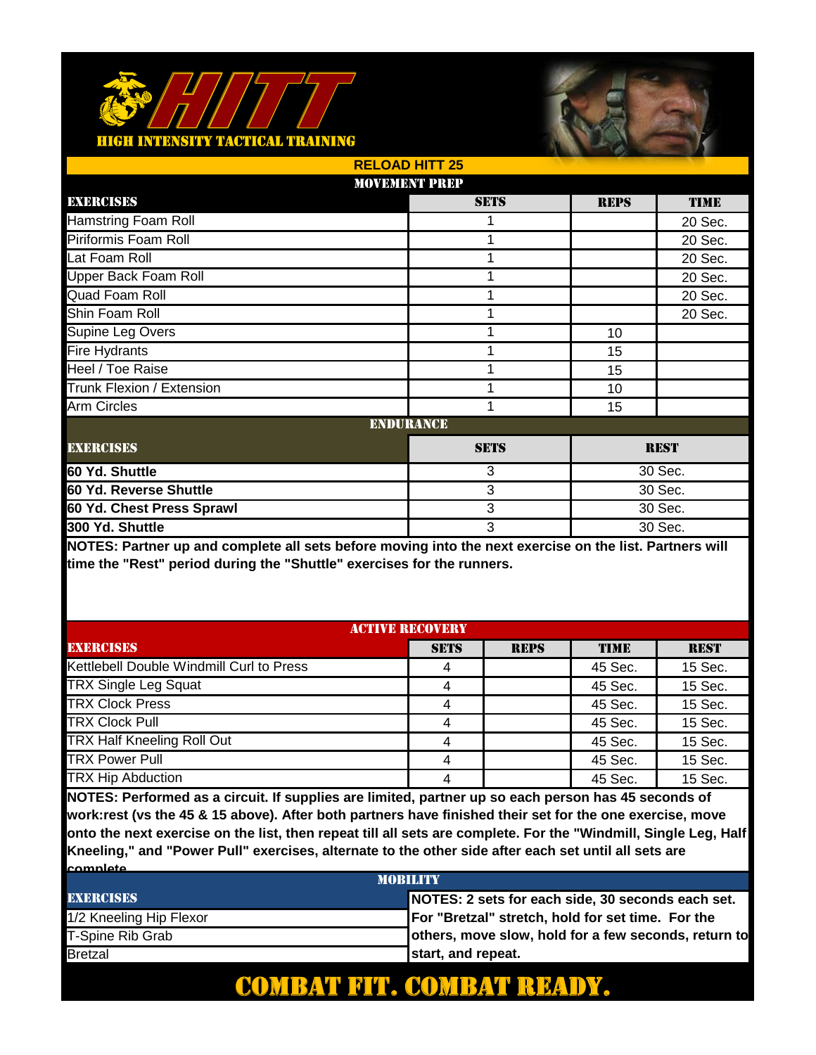# HIGH INTENSITY TACTICAL TRAINING

## RELOAD HITT 25

### MOVEMENT PREP

| EXERCISES | SETS | REPS | TIME |
|---|---|---|---|
| Hamstring Foam Roll | 1 | | 20 Sec. |
| Piriformis Foam Roll | 1 | | 20 Sec. |
| Lat Foam Roll | 1 | | 20 Sec. |
| Upper Back Foam Roll | 1 | | 20 Sec. |
| Quad Foam Roll | 1 | | 20 Sec. |
| Shin Foam Roll | 1 | | 20 Sec. |
| Supine Leg Overs | 1 | 10 | |
| Fire Hydrants | 1 | 15 | |
| Heel / Toe Raise | 1 | 15 | |
| Trunk Flexion / Extension | 1 | 10 | |
| Arm Circles | 1 | 15 | |

### ENDURANCE

| EXERCISES | SETS | REST |
|---|---|---|
| **60 Yd. Shuttle** | 3 | 30 Sec. |
| **60 Yd. Reverse Shuttle** | 3 | 30 Sec. |
| **60 Yd. Chest Press Sprawl** | 3 | 30 Sec. |
| **300 Yd. Shuttle** | 3 | 30 Sec. |

**NOTES: Partner up and complete all sets before moving into the next exercise on the list. Partners will time the "Rest" period during the "Shuttle" exercises for the runners.**

### ACTIVE RECOVERY

| EXERCISES | SETS | REPS | TIME | REST |
|---|---|---|---|---|
| Kettlebell Double Windmill Curl to Press | 4 | | 45 Sec. | 15 Sec. |
| TRX Single Leg Squat | 4 | | 45 Sec. | 15 Sec. |
| TRX Clock Press | 4 | | 45 Sec. | 15 Sec. |
| TRX Clock Pull | 4 | | 45 Sec. | 15 Sec. |
| TRX Half Kneeling Roll Out | 4 | | 45 Sec. | 15 Sec. |
| TRX Power Pull | 4 | | 45 Sec. | 15 Sec. |
| TRX Hip Abduction | 4 | | 45 Sec. | 15 Sec. |

**NOTES: Performed as a circuit. If supplies are limited, partner up so each person has 45 seconds of work:rest (vs the 45 & 15 above). After both partners have finished their set for the one exercise, move onto the next exercise on the list, then repeat till all sets are complete. For the "Windmill, Single Leg, Half Kneeling," and "Power Pull" exercises, alternate to the other side after each set until all sets are complete.**

### MOBILITY

| EXERCISES | |
|---|---|
| 1/2 Kneeling Hip Flexor | **NOTES: 2 sets for each side, 30 seconds each set. For "Bretzal" stretch, hold for set time. For the others, move slow, hold for a few seconds, return to start, and repeat.** |
| T-Spine Rib Grab | |
| Bretzal | |

**COMBAT FIT. COMBAT READY.**